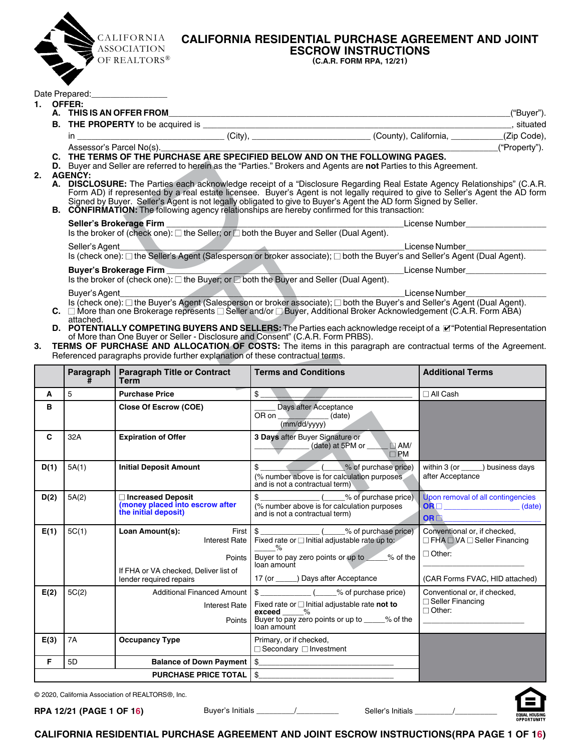CALIFORNIA ASSOCIATION OF REALTORS®

# CALIFORNIA RESIDENTIAL PURCHASE AGREEMENT AND JOINT ESCROW INSTRUCTIONS

**(C.A.R. FORM RPA, 12/21)**

Date Prepared:________________

**1. OFFER:**

**A. THIS IS AN OFFER FROM** ______________________________________________________________________("Buyer").

**B. THE PROPERTY** to be acquired is ____________________________________________________________, situated in ______________________________ (City), ________________________ (County), California, ___________(Zip Code), Assessor's Parcel No(s).___________________________________________________________________("Property").

**C. THE TERMS OF THE PURCHASE ARE SPECIFIED BELOW AND ON THE FOLLOWING PAGES.**

**D.** Buyer and Seller are referred to herein as the "Parties." Brokers and Agents are **not** Parties to this Agreement.

**2. AGENCY:**

**A. DISCLOSURE:** The Parties each acknowledge receipt of a "Disclosure Regarding Real Estate Agency Relationships" (C.A.R. Form AD) if represented by a real estate licensee. Buyer's Agent is not legally required to give to Seller's Agent the AD form Signed by Buyer. Seller's Agent is not legally obligated to give to Buyer's Agent the AD form Signed by Seller.

**B. CONFIRMATION:** The following agency relationships are hereby confirmed for this transaction:

**Seller's Brokerage Firm** ___________________________________________License Number_________________
Is the broker of (check one): ☐ the Seller; or ☐ both the Buyer and Seller (Dual Agent).

Seller's Agent___________________________________________________License Number_________________
Is (check one): ☐ the Seller's Agent (Salesperson or broker associate); ☐ both the Buyer's and Seller's Agent (Dual Agent).

**Buyer's Brokerage Firm** ___________________________________________License Number_________________
Is the broker of (check one): ☐ the Buyer; or ☐ both the Buyer and Seller (Dual Agent).

Buyer's Agent___________________________________________________License Number_________________
Is (check one): ☐ the Buyer's Agent (Salesperson or broker associate); ☐ both the Buyer's and Seller's Agent (Dual Agent).

**C.** ☐ More than one Brokerage represents ☐ Seller and/or ☐ Buyer, Additional Broker Acknowledgement (C.A.R. Form ABA) attached.

**D. POTENTIALLY COMPETING BUYERS AND SELLERS:** The Parties each acknowledge receipt of a ☑ "Potential Representation of More than One Buyer or Seller - Disclosure and Consent" (C.A.R. Form PRBS).

**3. TERMS OF PURCHASE AND ALLOCATION OF COSTS:** The items in this paragraph are contractual terms of the Agreement. Referenced paragraphs provide further explanation of these contractual terms.

| | Paragraph # | Paragraph Title or Contract Term | Terms and Conditions | Additional Terms |
|---|---|---|---|---|
| A | 5 | **Purchase Price** | $ ______________________________ | ☐ All Cash |
| B | | **Close Of Escrow (COE)** | _____ Days after Acceptance OR on ___________ (date) (mm/dd/yyyy) | |
| C | 32A | **Expiration of Offer** | **3 Days** after Buyer Signature or ____________ (date) at 5PM or _____ ☐ AM/ ☐ PM | |
| D(1) | 5A(1) | **Initial Deposit Amount** | $ ____________ (_____% of purchase price) (% number above is for calculation purposes and is not a contractual term) | within 3 (or _____) business days after Acceptance |
| D(2) | 5A(2) | ☐ **Increased Deposit** (money placed into escrow after the initial deposit) | $ ____________ (_____% of purchase price) (% number above is for calculation purposes and is not a contractual term) | Upon removal of all contingencies **OR** ☐ ______________ (date) **OR** ☐ ______________ |
| E(1) | 5C(1) | **Loan Amount(s):** First / Interest Rate / Points / If FHA or VA checked, Deliver list of lender required repairs | $ ____________ (_____% of purchase price) Fixed rate or ☐ Initial adjustable rate up to: _____% Buyer to pay zero points or up to _____% of the loan amount 17 (or _____) Days after Acceptance | Conventional or, if checked, ☐ FHA ☐ VA ☐ Seller Financing ☐ Other: ______________________ (CAR Forms FVAC, HID attached) |
| E(2) | 5C(2) | Additional Financed Amount / Interest Rate / Points | $ ____________ (_____% of purchase price) Fixed rate or ☐ Initial adjustable rate **not to exceed** _____% Buyer to pay zero points or up to _____% of the loan amount | Conventional or, if checked, ☐ Seller Financing ☐ Other: ______________________ |
| E(3) | 7A | **Occupancy Type** | Primary, or if checked, ☐ Secondary ☐ Investment | |
| F | 5D | **Balance of Down Payment** | $______________________________ | |
| | | **PURCHASE PRICE TOTAL** | $______________________________ | |

© 2020, California Association of REALTORS®, Inc.

RPA 12/21 (PAGE 1 OF 16) Buyer's Initials ________/________ Seller's Initials ________/________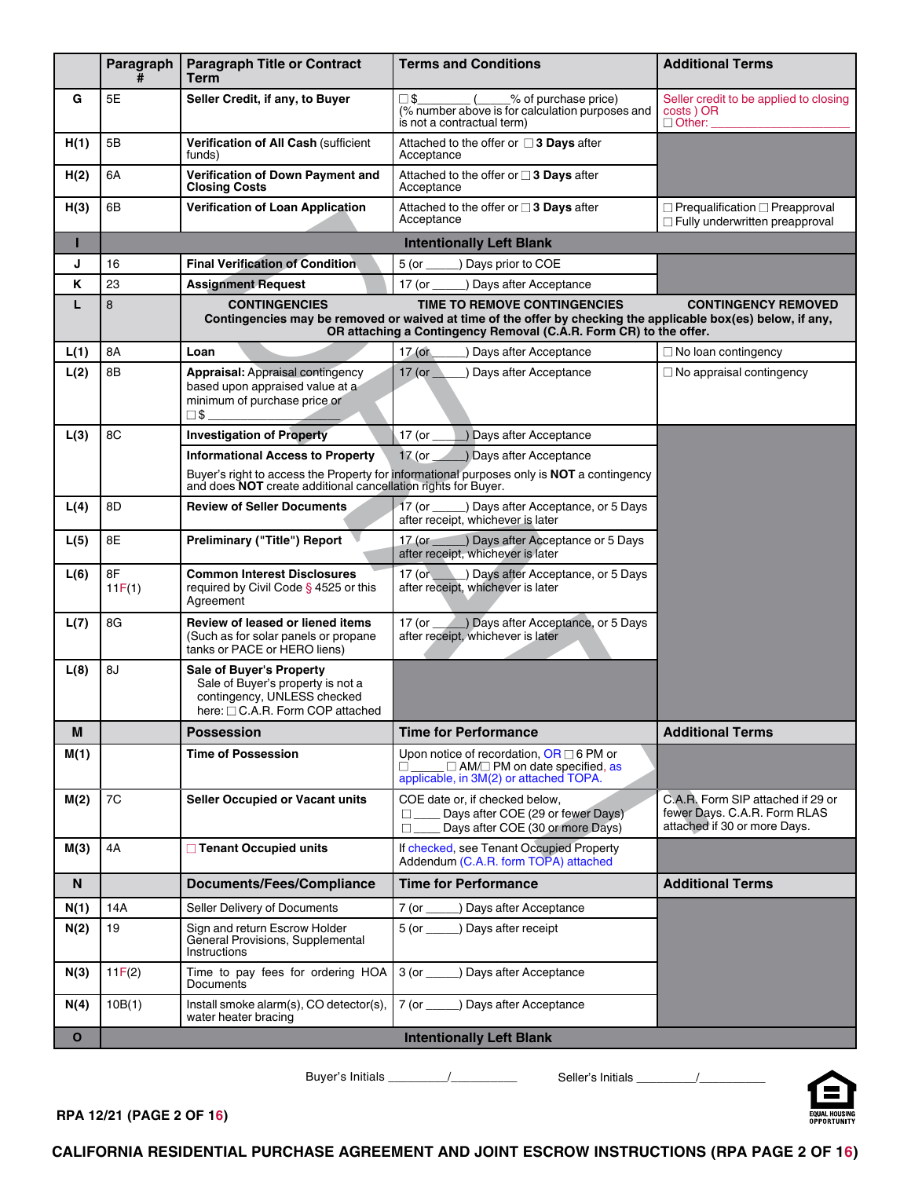| | Paragraph # | Paragraph Title or Contract Term | Terms and Conditions | Additional Terms |
|---|---|---|---|---|
| G | 5E | **Seller Credit, if any, to Buyer** | ☐ $ ________ (_____% of purchase price) (% number above is for calculation purposes and is not a contractual term) | Seller credit to be applied to closing costs ) OR ☐ Other: ____________ |
| H(1) | 5B | **Verification of All Cash** (sufficient funds) | Attached to the offer or ☐ **3 Days** after Acceptance | |
| H(2) | 6A | **Verification of Down Payment and Closing Costs** | Attached to the offer or ☐ **3 Days** after Acceptance | |
| H(3) | 6B | **Verification of Loan Application** | Attached to the offer or ☐ **3 Days** after Acceptance | ☐ Prequalification ☐ Preapproval ☐ Fully underwritten preapproval |
| I | | | **Intentionally Left Blank** | |
| J | 16 | **Final Verification of Condition** | 5 (or _____) Days prior to COE | |
| K | 23 | **Assignment Request** | 17 (or _____) Days after Acceptance | |
| L | 8 | **CONTINGENCIES** | **TIME TO REMOVE CONTINGENCIES** | **CONTINGENCY REMOVED** |
| | | **Contingencies may be removed or waived at time of the offer by checking the applicable box(es) below, if any, OR attaching a Contingency Removal (C.A.R. Form CR) to the offer.** | | |
| L(1) | 8A | **Loan** | 17 (or _____) Days after Acceptance | ☐ No loan contingency |
| L(2) | 8B | **Appraisal:** Appraisal contingency based upon appraised value at a minimum of purchase price or ☐ $ ____________ | 17 (or _____) Days after Acceptance | ☐ No appraisal contingency |
| L(3) | 8C | **Investigation of Property** | 17 (or _____) Days after Acceptance | |
| | | **Informational Access to Property** | 17 (or _____) Days after Acceptance | |
| | | Buyer's right to access the Property for informational purposes only is **NOT** a contingency and does **NOT** create additional cancellation rights for Buyer. | | |
| L(4) | 8D | **Review of Seller Documents** | 17 (or _____) Days after Acceptance, or 5 Days after receipt, whichever is later | |
| L(5) | 8E | **Preliminary ("Title") Report** | 17 (or _____) Days after Acceptance or 5 Days after receipt, whichever is later | |
| L(6) | 8F 11F(1) | **Common Interest Disclosures** required by Civil Code § 4525 or this Agreement | 17 (or _____) Days after Acceptance, or 5 Days after receipt, whichever is later | |
| L(7) | 8G | **Review of leased or liened items** (Such as for solar panels or propane tanks or PACE or HERO liens) | 17 (or _____) Days after Acceptance, or 5 Days after receipt, whichever is later | |
| L(8) | 8J | **Sale of Buyer's Property** Sale of Buyer's property is not a contingency, UNLESS checked here: ☐ C.A.R. Form COP attached | | |
| M | | **Possession** | **Time for Performance** | **Additional Terms** |
| M(1) | | **Time of Possession** | Upon notice of recordation, OR ☐ 6 PM or ☐ _____ ☐ AM/☐ PM on date specified, as applicable, in 3M(2) or attached TOPA. | |
| M(2) | 7C | **Seller Occupied or Vacant units** | COE date or, if checked below, ☐ ____ Days after COE (29 or fewer Days) ☐ ____ Days after COE (30 or more Days) | C.A.R. Form SIP attached if 29 or fewer Days. C.A.R. Form RLAS attached if 30 or more Days. |
| M(3) | 4A | ☐ **Tenant Occupied units** | If checked, see Tenant Occupied Property Addendum (C.A.R. form TOPA) attached | |
| N | | **Documents/Fees/Compliance** | **Time for Performance** | **Additional Terms** |
| N(1) | 14A | Seller Delivery of Documents | 7 (or _____) Days after Acceptance | |
| N(2) | 19 | Sign and return Escrow Holder General Provisions, Supplemental Instructions | 5 (or _____) Days after receipt | |
| N(3) | 11F(2) | Time to pay fees for ordering HOA Documents | 3 (or _____) Days after Acceptance | |
| N(4) | 10B(1) | Install smoke alarm(s), CO detector(s), water heater bracing | 7 (or _____) Days after Acceptance | |
| O | | | **Intentionally Left Blank** | |

Buyer's Initials _________/__________ Seller's Initials _________/__________

RPA 12/21 (PAGE 2 OF 16)

**CALIFORNIA RESIDENTIAL PURCHASE AGREEMENT AND JOINT ESCROW INSTRUCTIONS (RPA PAGE 2 OF 16)**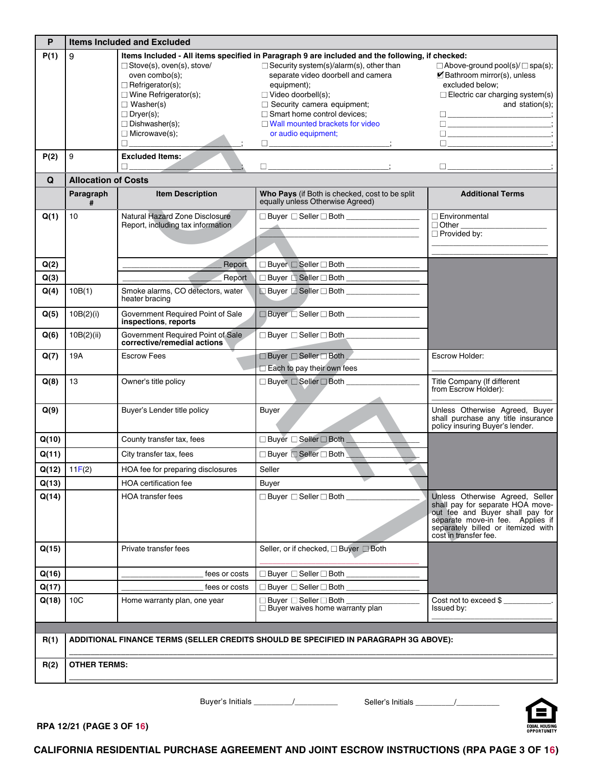| P | Items Included and Excluded | | | |
|---|---|---|---|---|
| P(1) | 9 | **Items Included - All items specified in Paragraph 9 are included and the following, if checked:**<br>☐ Stove(s), oven(s), stove/ oven combo(s);<br>☐ Refrigerator(s);<br>☐ Wine Refrigerator(s);<br>☐ Washer(s)<br>☐ Dryer(s);<br>☐ Dishwasher(s);<br>☐ Microwave(s);<br>☐ ______________________; | ☐ Security system(s)/alarm(s), other than separate video doorbell and camera equipment);<br>☐ Video doorbell(s);<br>☐ Security camera equipment;<br>☐ Smart home control devices;<br>☐ Wall mounted brackets for video or audio equipment;<br>☐ ______________________; | ☐ Above-ground pool(s)/☐ spa(s);<br>☑ Bathroom mirror(s), unless excluded below;<br>☐ Electric car charging system(s) and station(s);<br>☐ ______________________;<br>☐ ______________________;<br>☐ ______________________;<br>☐ ______________________; |
| P(2) | 9 | **Excluded Items:**<br>☐ ______________________; | ☐ ______________________; | ☐ ______________________; |

| Q | Allocation of Costs | | | |
|---|---|---|---|---|
| | **Paragraph #** | **Item Description** | **Who Pays** (if Both is checked, cost to be split equally unless Otherwise Agreed) | **Additional Terms** |
| Q(1) | 10 | Natural Hazard Zone Disclosure Report, including tax information | ☐ Buyer ☐ Seller ☐ Both ______________ | ☐ Environmental<br>☐ Other ______________<br>☐ Provided by: ______________ |
| Q(2) | | ______________ Report | ☐ Buyer ☐ Seller ☐ Both ______________ | |
| Q(3) | | ______________ Report | ☐ Buyer ☐ Seller ☐ Both ______________ | |
| Q(4) | 10B(1) | Smoke alarms, CO detectors, water heater bracing | ☐ Buyer ☐ Seller ☐ Both ______________ | |
| Q(5) | 10B(2)(i) | Government Required Point of Sale **inspections, reports** | ☐ Buyer ☐ Seller ☐ Both ______________ | |
| Q(6) | 10B(2)(ii) | Government Required Point of Sale **corrective/remedial actions** | ☐ Buyer ☐ Seller ☐ Both ______________ | |
| Q(7) | 19A | Escrow Fees | ☐ Buyer ☐ Seller ☐ Both ______________<br>☐ Each to pay their own fees | Escrow Holder: ______________ |
| Q(8) | 13 | Owner's title policy | ☐ Buyer ☐ Seller ☐ Both ______________ | Title Company (If different from Escrow Holder): ______________ |
| Q(9) | | Buyer's Lender title policy | Buyer | Unless Otherwise Agreed, Buyer shall purchase any title insurance policy insuring Buyer's lender. |
| Q(10) | | County transfer tax, fees | ☐ Buyer ☐ Seller ☐ Both ______________ | |
| Q(11) | | City transfer tax, fees | ☐ Buyer ☐ Seller ☐ Both ______________ | |
| Q(12) | 11F(2) | HOA fee for preparing disclosures | Seller | |
| Q(13) | | HOA certification fee | Buyer | |
| Q(14) | | HOA transfer fees | ☐ Buyer ☐ Seller ☐ Both ______________ | Unless Otherwise Agreed, Seller shall pay for separate HOA move-out fee and Buyer shall pay for separate move-in fee. Applies if separately billed or itemized with cost in transfer fee. |
| Q(15) | | Private transfer fees | Seller, or if checked, ☐ Buyer ☐ Both ______________ | |
| Q(16) | | ______________ fees or costs | ☐ Buyer ☐ Seller ☐ Both ______________ | |
| Q(17) | | ______________ fees or costs | ☐ Buyer ☐ Seller ☐ Both ______________ | |
| Q(18) | 10C | Home warranty plan, one year | ☐ Buyer ☐ Seller ☐ Both ______________<br>☐ Buyer waives home warranty plan | Cost not to exceed $ __________.<br>Issued by: ______________ |

| | |
|---|---|
| R(1) | **ADDITIONAL FINANCE TERMS (SELLER CREDITS SHOULD BE SPECIFIED IN PARAGRAPH 3G ABOVE):**<br>______________________________________________ |
| R(2) | **OTHER TERMS:**<br>______________________________________________ |

Buyer's Initials _________/__________ Seller's Initials _________/__________

RPA 12/21 (PAGE 3 OF 16)

**CALIFORNIA RESIDENTIAL PURCHASE AGREEMENT AND JOINT ESCROW INSTRUCTIONS (RPA PAGE 3 OF 16)**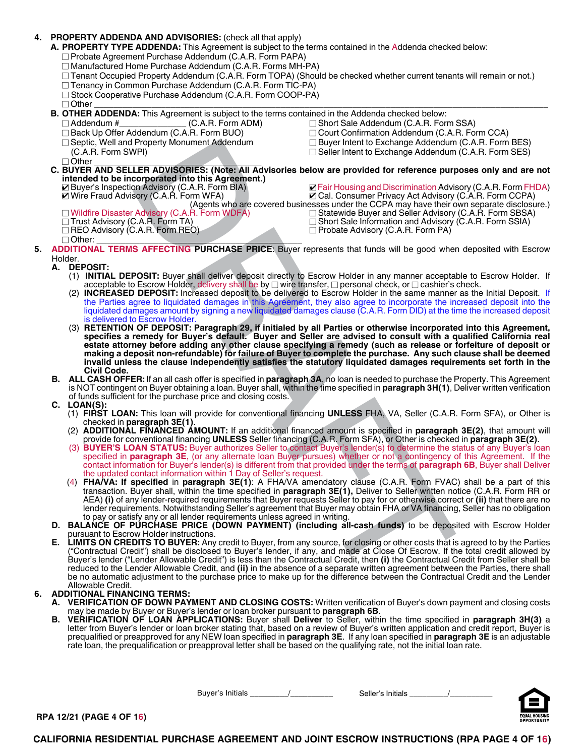**4. PROPERTY ADDENDA AND ADVISORIES:** (check all that apply)

**A. PROPERTY TYPE ADDENDA:** This Agreement is subject to the terms contained in the Addenda checked below:

☐ Probate Agreement Purchase Addendum (C.A.R. Form PAPA)
☐ Manufactured Home Purchase Addendum (C.A.R. Forms MH-PA)
☐ Tenant Occupied Property Addendum (C.A.R. Form TOPA) (Should be checked whether current tenants will remain or not.)
☐ Tenancy in Common Purchase Addendum (C.A.R. Form TIC-PA)
☐ Stock Cooperative Purchase Addendum (C.A.R. Form COOP-PA)
☐ Other ______________________________________________________________________________

**B. OTHER ADDENDA:** This Agreement is subject to the terms contained in the Addenda checked below:

☐ Addendum #______________ (C.A.R. Form ADM)
☐ Back Up Offer Addendum (C.A.R. Form BUO)
☐ Septic, Well and Property Monument Addendum (C.A.R. Form SWPI)
☐ Other ______________________________
☐ Short Sale Addendum (C.A.R. Form SSA)
☐ Court Confirmation Addendum (C.A.R. Form CCA)
☐ Buyer Intent to Exchange Addendum (C.A.R. Form BES)
☐ Seller Intent to Exchange Addendum (C.A.R. Form SES)

**C. BUYER AND SELLER ADVISORIES: (Note: All Advisories below are provided for reference purposes only and are not intended to be incorporated into this Agreement.)**

☑ Buyer's Inspection Advisory (C.A.R. Form BIA)
☑ Wire Fraud Advisory (C.A.R. Form WFA)
☑ Fair Housing and Discrimination Advisory (C.A.R. Form FHDA)
☑ Cal. Consumer Privacy Act Advisory (C.A.R. Form CCPA)
(Agents who are covered businesses under the CCPA may have their own separate disclosure.)
☐ Wildfire Disaster Advisory (C.A.R. Form WDFA)
☐ Trust Advisory (C.A.R. Form TA)
☐ REO Advisory (C.A.R. Form REO)
☐ Other: ______________________________________________
☐ Statewide Buyer and Seller Advisory (C.A.R. Form SBSA)
☐ Short Sale Information and Advisory (C.A.R. Form SSIA)
☐ Probate Advisory (C.A.R. Form PA)

**5. ADDITIONAL TERMS AFFECTING PURCHASE PRICE**: Buyer represents that funds will be good when deposited with Escrow Holder.

**A. DEPOSIT:**

(1) **INITIAL DEPOSIT:** Buyer shall deliver deposit directly to Escrow Holder in any manner acceptable to Escrow Holder. If acceptable to Escrow Holder, delivery shall be by ☐ wire transfer, ☐ personal check, or ☐ cashier's check.

(2) **INCREASED DEPOSIT:** Increased deposit to be delivered to Escrow Holder in the same manner as the Initial Deposit. If the Parties agree to liquidated damages in this Agreement, they also agree to incorporate the increased deposit into the liquidated damages amount by signing a new liquidated damages clause (C.A.R. Form DID) at the time the increased deposit is delivered to Escrow Holder.

(3) **RETENTION OF DEPOSIT: Paragraph 29, if initialed by all Parties or otherwise incorporated into this Agreement, specifies a remedy for Buyer's default. Buyer and Seller are advised to consult with a qualified California real estate attorney before adding any other clause specifying a remedy (such as release or forfeiture of deposit or making a deposit non-refundable) for failure of Buyer to complete the purchase. Any such clause shall be deemed invalid unless the clause independently satisfies the statutory liquidated damages requirements set forth in the Civil Code.**

**B. ALL CASH OFFER:** If an all cash offer is specified in **paragraph 3A**, no loan is needed to purchase the Property. This Agreement is NOT contingent on Buyer obtaining a loan. Buyer shall, within the time specified in **paragraph 3H(1)**, Deliver written verification of funds sufficient for the purchase price and closing costs.

**C. LOAN(S):**

(1) **FIRST LOAN:** This loan will provide for conventional financing **UNLESS** FHA, VA, Seller (C.A.R. Form SFA), or Other is checked in **paragraph 3E(1)**.

(2) **ADDITIONAL FINANCED AMOUNT:** If an additional financed amount is specified in **paragraph 3E(2)**, that amount will provide for conventional financing **UNLESS** Seller financing (C.A.R. Form SFA), or Other is checked in **paragraph 3E(2)**.

(3) **BUYER'S LOAN STATUS:** Buyer authorizes Seller to contact Buyer's lender(s) to determine the status of any Buyer's loan specified in **paragraph 3E**, (or any alternate loan Buyer pursues) whether or not a contingency of this Agreement. If the contact information for Buyer's lender(s) is different from that provided under the terms of **paragraph 6B**, Buyer shall Deliver the updated contact information within 1 Day of Seller's request.

(4) **FHA/VA: If specified** in **paragraph 3E(1)**: A FHA/VA amendatory clause (C.A.R. Form FVAC) shall be a part of this transaction. Buyer shall, within the time specified in **paragraph 3E(1),** Deliver to Seller written notice (C.A.R. Form RR or AEA) **(i)** of any lender-required requirements that Buyer requests Seller to pay for or otherwise correct or **(ii)** that there are no lender requirements. Notwithstanding Seller's agreement that Buyer may obtain FHA or VA financing, Seller has no obligation to pay or satisfy any or all lender requirements unless agreed in writing.

**D. BALANCE OF PURCHASE PRICE (DOWN PAYMENT) (including all-cash funds)** to be deposited with Escrow Holder pursuant to Escrow Holder instructions.

**E. LIMITS ON CREDITS TO BUYER:** Any credit to Buyer, from any source, for closing or other costs that is agreed to by the Parties ("Contractual Credit") shall be disclosed to Buyer's lender, if any, and made at Close Of Escrow. If the total credit allowed by Buyer's lender ("Lender Allowable Credit") is less than the Contractual Credit, then **(i)** the Contractual Credit from Seller shall be reduced to the Lender Allowable Credit, and **(ii)** in the absence of a separate written agreement between the Parties, there shall be no automatic adjustment to the purchase price to make up for the difference between the Contractual Credit and the Lender Allowable Credit.

**6. ADDITIONAL FINANCING TERMS:**

**A. VERIFICATION OF DOWN PAYMENT AND CLOSING COSTS:** Written verification of Buyer's down payment and closing costs may be made by Buyer or Buyer's lender or loan broker pursuant to **paragraph 6B**.

**B. VERIFICATION OF LOAN APPLICATIONS:** Buyer shall **Deliver** to Seller, within the time specified in **paragraph 3H(3)** a letter from Buyer's lender or loan broker stating that, based on a review of Buyer's written application and credit report, Buyer is prequalified or preapproved for any NEW loan specified in **paragraph 3E**. If any loan specified in **paragraph 3E** is an adjustable rate loan, the prequalification or preapproval letter shall be based on the qualifying rate, not the initial loan rate.

Buyer's Initials _________/__________ Seller's Initials _________/__________

RPA 12/21 (PAGE 4 OF 16)

CALIFORNIA RESIDENTIAL PURCHASE AGREEMENT AND JOINT ESCROW INSTRUCTIONS (RPA PAGE 4 OF 16)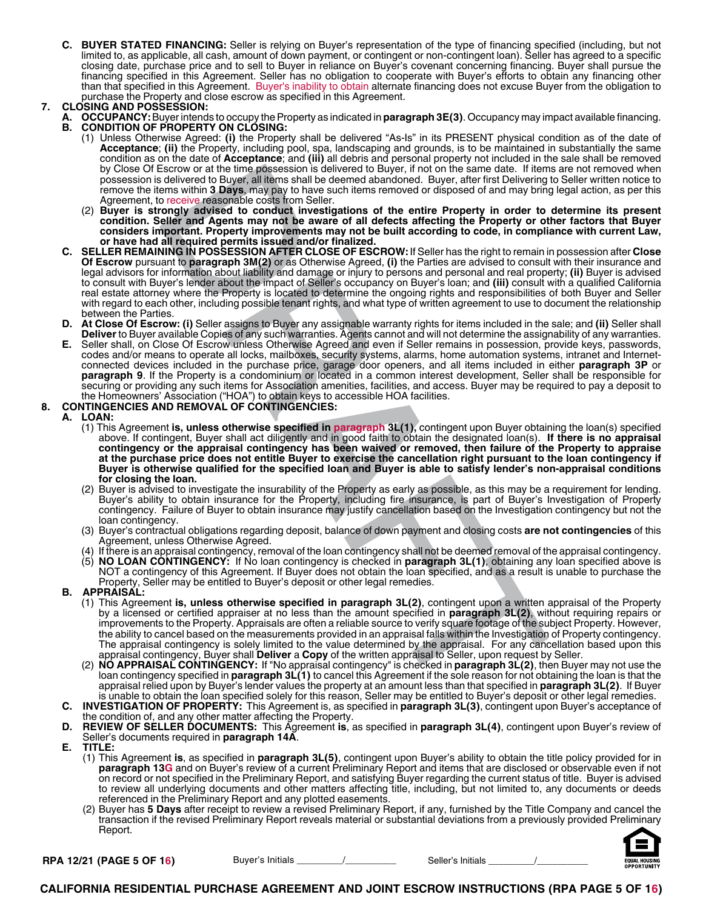**C. BUYER STATED FINANCING:** Seller is relying on Buyer's representation of the type of financing specified (including, but not limited to, as applicable, all cash, amount of down payment, or contingent or non-contingent loan). Seller has agreed to a specific closing date, purchase price and to sell to Buyer in reliance on Buyer's covenant concerning financing. Buyer shall pursue the financing specified in this Agreement. Seller has no obligation to cooperate with Buyer's efforts to obtain any financing other than that specified in this Agreement. Buyer's inability to obtain alternate financing does not excuse Buyer from the obligation to purchase the Property and close escrow as specified in this Agreement.

**7. CLOSING AND POSSESSION:**

**A. OCCUPANCY:** Buyer intends to occupy the Property as indicated in **paragraph 3E(3)**. Occupancy may impact available financing.

**B. CONDITION OF PROPERTY ON CLOSING:**

(1) Unless Otherwise Agreed: **(i)** the Property shall be delivered "As-Is" in its PRESENT physical condition as of the date of **Acceptance**; **(ii)** the Property, including pool, spa, landscaping and grounds, is to be maintained in substantially the same condition as on the date of **Acceptance**; and **(iii)** all debris and personal property not included in the sale shall be removed by Close Of Escrow or at the time possession is delivered to Buyer, if not on the same date. If items are not removed when possession is delivered to Buyer, all items shall be deemed abandoned. Buyer, after first Delivering to Seller written notice to remove the items within **3 Days**, may pay to have such items removed or disposed of and may bring legal action, as per this Agreement, to receive reasonable costs from Seller.

(2) **Buyer is strongly advised to conduct investigations of the entire Property in order to determine its present condition. Seller and Agents may not be aware of all defects affecting the Property or other factors that Buyer considers important. Property improvements may not be built according to code, in compliance with current Law, or have had all required permits issued and/or finalized.**

**C. SELLER REMAINING IN POSSESSION AFTER CLOSE OF ESCROW:** If Seller has the right to remain in possession after **Close Of Escrow** pursuant to **paragraph 3M(2)** or as Otherwise Agreed, **(i)** the Parties are advised to consult with their insurance and legal advisors for information about liability and damage or injury to persons and personal and real property; **(ii)** Buyer is advised to consult with Buyer's lender about the impact of Seller's occupancy on Buyer's loan; and **(iii)** consult with a qualified California real estate attorney where the Property is located to determine the ongoing rights and responsibilities of both Buyer and Seller with regard to each other, including possible tenant rights, and what type of written agreement to use to document the relationship between the Parties.

**D. At Close Of Escrow: (i)** Seller assigns to Buyer any assignable warranty rights for items included in the sale; and **(ii)** Seller shall **Deliver** to Buyer available Copies of any such warranties. Agents cannot and will not determine the assignability of any warranties.

**E.** Seller shall, on Close Of Escrow unless Otherwise Agreed and even if Seller remains in possession, provide keys, passwords, codes and/or means to operate all locks, mailboxes, security systems, alarms, home automation systems, intranet and Internet-connected devices included in the purchase price, garage door openers, and all items included in either **paragraph 3P** or **paragraph 9**. If the Property is a condominium or located in a common interest development, Seller shall be responsible for securing or providing any such items for Association amenities, facilities, and access. Buyer may be required to pay a deposit to the Homeowners' Association ("HOA") to obtain keys to accessible HOA facilities.

**8. CONTINGENCIES AND REMOVAL OF CONTINGENCIES:**

**A. LOAN:**

(1) This Agreement **is, unless otherwise specified in paragraph 3L(1),** contingent upon Buyer obtaining the loan(s) specified above. If contingent, Buyer shall act diligently and in good faith to obtain the designated loan(s). **If there is no appraisal contingency or the appraisal contingency has been waived or removed, then failure of the Property to appraise at the purchase price does not entitle Buyer to exercise the cancellation right pursuant to the loan contingency if Buyer is otherwise qualified for the specified loan and Buyer is able to satisfy lender's non-appraisal conditions for closing the loan.**

(2) Buyer is advised to investigate the insurability of the Property as early as possible, as this may be a requirement for lending. Buyer's ability to obtain insurance for the Property, including fire insurance, is part of Buyer's Investigation of Property contingency. Failure of Buyer to obtain insurance may justify cancellation based on the Investigation contingency but not the loan contingency.

(3) Buyer's contractual obligations regarding deposit, balance of down payment and closing costs **are not contingencies** of this Agreement, unless Otherwise Agreed.

(4) If there is an appraisal contingency, removal of the loan contingency shall not be deemed removal of the appraisal contingency.

(5) **NO LOAN CONTINGENCY:** If No loan contingency is checked in **paragraph 3L(1)**, obtaining any loan specified above is NOT a contingency of this Agreement. If Buyer does not obtain the loan specified, and as a result is unable to purchase the Property, Seller may be entitled to Buyer's deposit or other legal remedies.

**B. APPRAISAL:**

(1) This Agreement **is, unless otherwise specified in paragraph 3L(2)**, contingent upon a written appraisal of the Property by a licensed or certified appraiser at no less than the amount specified in **paragraph 3L(2)**, without requiring repairs or improvements to the Property. Appraisals are often a reliable source to verify square footage of the subject Property. However, the ability to cancel based on the measurements provided in an appraisal falls within the Investigation of Property contingency. The appraisal contingency is solely limited to the value determined by the appraisal. For any cancellation based upon this appraisal contingency, Buyer shall **Deliver** a **Copy** of the written appraisal to Seller, upon request by Seller.

(2) **NO APPRAISAL CONTINGENCY:** If "No appraisal contingency" is checked in **paragraph 3L(2)**, then Buyer may not use the loan contingency specified in **paragraph 3L(1)** to cancel this Agreement if the sole reason for not obtaining the loan is that the appraisal relied upon by Buyer's lender values the property at an amount less than that specified in **paragraph 3L(2)**. If Buyer is unable to obtain the loan specified solely for this reason, Seller may be entitled to Buyer's deposit or other legal remedies.

**C. INVESTIGATION OF PROPERTY:** This Agreement is, as specified in **paragraph 3L(3)**, contingent upon Buyer's acceptance of the condition of, and any other matter affecting the Property.

**D. REVIEW OF SELLER DOCUMENTS:** This Agreement **is**, as specified in **paragraph 3L(4)**, contingent upon Buyer's review of Seller's documents required in **paragraph 14A**.

**E. TITLE:**

(1) This Agreement **is**, as specified in **paragraph 3L(5)**, contingent upon Buyer's ability to obtain the title policy provided for in **paragraph 13G** and on Buyer's review of a current Preliminary Report and items that are disclosed or observable even if not on record or not specified in the Preliminary Report, and satisfying Buyer regarding the current status of title. Buyer is advised to review all underlying documents and other matters affecting title, including, but not limited to, any documents or deeds referenced in the Preliminary Report and any plotted easements.

(2) Buyer has **5 Days** after receipt to review a revised Preliminary Report, if any, furnished by the Title Company and cancel the transaction if the revised Preliminary Report reveals material or substantial deviations from a previously provided Preliminary Report.

Buyer's Initials ________/________ Seller's Initials ________/________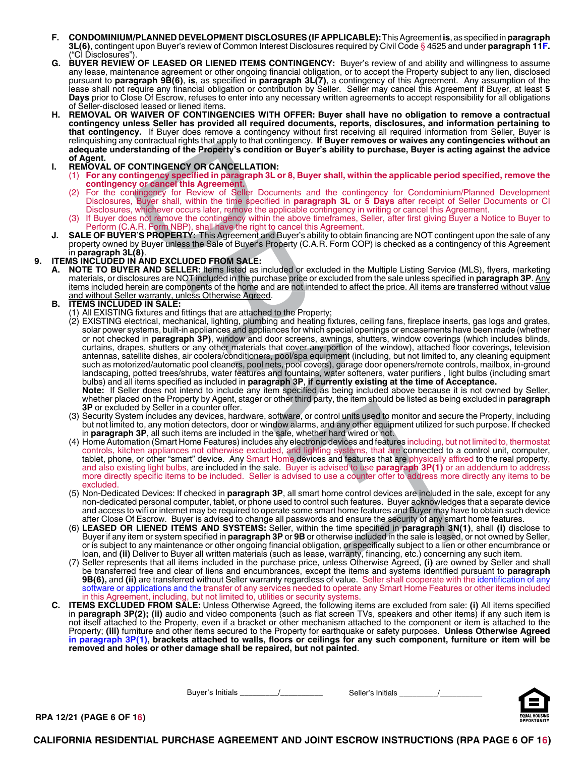**F. CONDOMINIUM/PLANNED DEVELOPMENT DISCLOSURES (IF APPLICABLE):** This Agreement **is**, as specified in **paragraph 3L(6)**, contingent upon Buyer's review of Common Interest Disclosures required by Civil Code § 4525 and under **paragraph 11F.** ("CI Disclosures").

**G. BUYER REVIEW OF LEASED OR LIENED ITEMS CONTINGENCY:** Buyer's review of and ability and willingness to assume any lease, maintenance agreement or other ongoing financial obligation, or to accept the Property subject to any lien, disclosed pursuant to **paragraph 9B(6)**, **is**, as specified in **paragraph 3L(7)**, a contingency of this Agreement. Any assumption of the lease shall not require any financial obligation or contribution by Seller. Seller may cancel this Agreement if Buyer, at least **5 Days** prior to Close Of Escrow, refuses to enter into any necessary written agreements to accept responsibility for all obligations of Seller-disclosed leased or liened items.

**H. REMOVAL OR WAIVER OF CONTINGENCIES WITH OFFER: Buyer shall have no obligation to remove a contractual contingency unless Seller has provided all required documents, reports, disclosures, and information pertaining to that contingency.** If Buyer does remove a contingency without first receiving all required information from Seller, Buyer is relinquishing any contractual rights that apply to that contingency. **If Buyer removes or waives any contingencies without an adequate understanding of the Property's condition or Buyer's ability to purchase, Buyer is acting against the advice of Agent.**

**I. REMOVAL OF CONTINGENCY OR CANCELLATION:**

(1) **For any contingency specified in paragraph 3L or 8, Buyer shall, within the applicable period specified, remove the contingency or cancel this Agreement.**

(2) For the contingency for Review of Seller Documents and the contingency for Condominium/Planned Development Disclosures, Buyer shall, within the time specified in **paragraph 3L** or **5 Days** after receipt of Seller Documents or CI Disclosures, whichever occurs later, remove the applicable contingency in writing or cancel this Agreement.

(3) If Buyer does not remove the contingency within the above timeframes, Seller, after first giving Buyer a Notice to Buyer to Perform (C.A.R. Form NBP), shall have the right to cancel this Agreement.

**J. SALE OF BUYER'S PROPERTY:** This Agreement and Buyer's ability to obtain financing are NOT contingent upon the sale of any property owned by Buyer unless the Sale of Buyer's Property (C.A.R. Form COP) is checked as a contingency of this Agreement in **paragraph 3L(8)**.

## 9. ITEMS INCLUDED IN AND EXCLUDED FROM SALE:

**A. NOTE TO BUYER AND SELLER:** Items listed as included or excluded in the Multiple Listing Service (MLS), flyers, marketing materials, or disclosures are NOT included in the purchase price or excluded from the sale unless specified in **paragraph 3P**. Any items included herein are components of the home and are not intended to affect the price. All items are transferred without value and without Seller warranty, unless Otherwise Agreed.

**B. ITEMS INCLUDED IN SALE:**

(1) All EXISTING fixtures and fittings that are attached to the Property;

(2) EXISTING electrical, mechanical, lighting, plumbing and heating fixtures, ceiling fans, fireplace inserts, gas logs and grates, solar power systems, built-in appliances and appliances for which special openings or encasements have been made (whether or not checked in **paragraph 3P**), window and door screens, awnings, shutters, window coverings (which includes blinds, curtains, drapes, shutters or any other materials that cover any portion of the window), attached floor coverings, television antennas, satellite dishes, air coolers/conditioners, pool/spa equipment (including, but not limited to, any cleaning equipment such as motorized/automatic pool cleaners, pool nets, pool covers), garage door openers/remote controls, mailbox, in-ground landscaping, potted trees/shrubs, water features and fountains, water softeners, water purifiers , light bulbs (including smart bulbs) and all items specified as included in **paragraph 3P**, **if currently existing at the time of Acceptance.**
**Note:** If Seller does not intend to include any item specified as being included above because it is not owned by Seller, whether placed on the Property by Agent, stager or other third party, the item should be listed as being excluded in **paragraph 3P** or excluded by Seller in a counter offer.

(3) Security System includes any devices, hardware, software, or control units used to monitor and secure the Property, including but not limited to, any motion detectors, door or window alarms, and any other equipment utilized for such purpose. If checked in **paragraph 3P**, all such items are included in the sale, whether hard wired or not.

(4) Home Automation (Smart Home Features) includes any electronic devices and features including, but not limited to, thermostat controls, kitchen appliances not otherwise excluded, and lighting systems, that are connected to a control unit, computer, tablet, phone, or other "smart" device. Any Smart Home devices and features that are physically affixed to the real property, and also existing light bulbs, are included in the sale. Buyer is advised to use **paragraph 3P(1)** or an addendum to address more directly specific items to be included. Seller is advised to use a counter offer to address more directly any items to be excluded.

(5) Non-Dedicated Devices: If checked in **paragraph 3P**, all smart home control devices are included in the sale, except for any non-dedicated personal computer, tablet, or phone used to control such features. Buyer acknowledges that a separate device and access to wifi or internet may be required to operate some smart home features and Buyer may have to obtain such device after Close Of Escrow. Buyer is advised to change all passwords and ensure the security of any smart home features.

(6) **LEASED OR LIENED ITEMS AND SYSTEMS:** Seller, within the time specified in **paragraph 3N(1)**, shall **(i)** disclose to Buyer if any item or system specified in **paragraph 3P** or **9B** or otherwise included in the sale is leased, or not owned by Seller, or is subject to any maintenance or other ongoing financial obligation, or specifically subject to a lien or other encumbrance or loan, and **(ii)** Deliver to Buyer all written materials (such as lease, warranty, financing, etc.) concerning any such item.

(7) Seller represents that all items included in the purchase price, unless Otherwise Agreed, **(i)** are owned by Seller and shall be transferred free and clear of liens and encumbrances, except the items and systems identified pursuant to **paragraph 9B(6),** and **(ii)** are transferred without Seller warranty regardless of value. Seller shall cooperate with the identification of any software or applications and the transfer of any services needed to operate any Smart Home Features or other items included in this Agreement, including, but not limited to, utilities or security systems.

**C. ITEMS EXCLUDED FROM SALE:** Unless Otherwise Agreed, the following items are excluded from sale: **(i)** All items specified in **paragraph 3P(2); (ii)** audio and video components (such as flat screen TVs, speakers and other items) if any such item is not itself attached to the Property, even if a bracket or other mechanism attached to the component or item is attached to the Property; **(iii)** furniture and other items secured to the Property for earthquake or safety purposes. **Unless Otherwise Agreed in paragraph 3P(1), brackets attached to walls, floors or ceilings for any such component, furniture or item will be removed and holes or other damage shall be repaired, but not painted**.

Buyer's Initials ________/________ Seller's Initials ________/________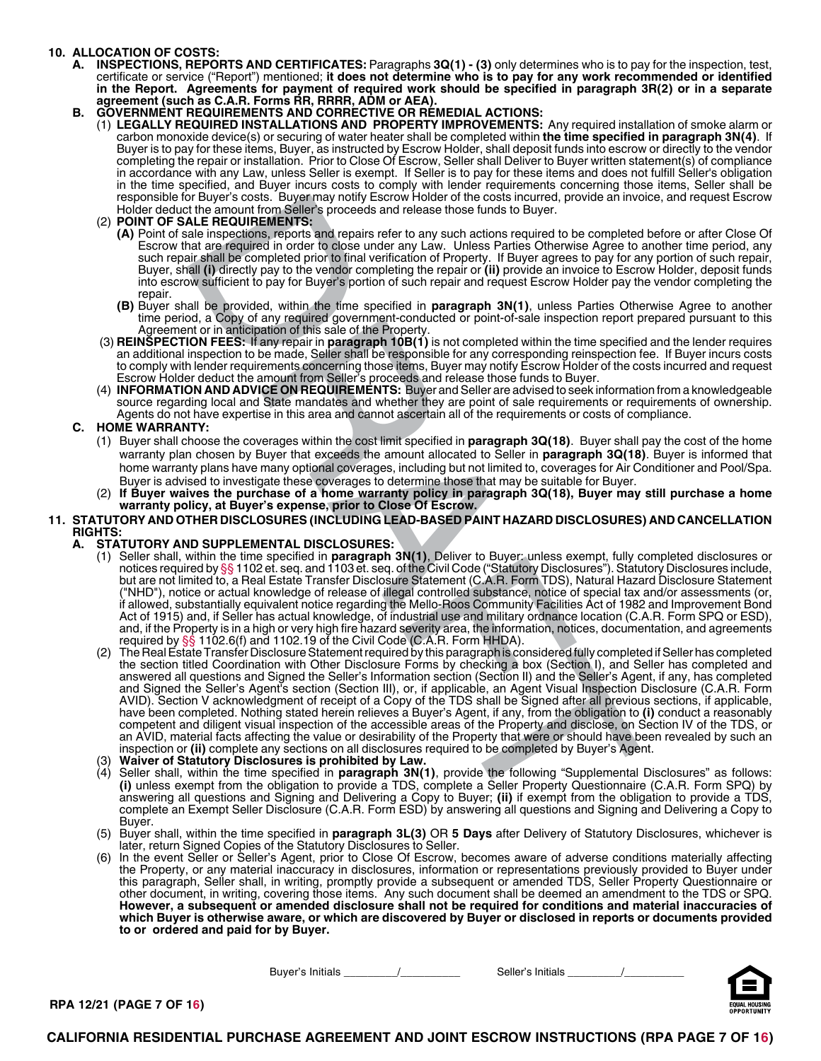**10. ALLOCATION OF COSTS:**

**A. INSPECTIONS, REPORTS AND CERTIFICATES:** Paragraphs **3Q(1) - (3)** only determines who is to pay for the inspection, test, certificate or service ("Report") mentioned; **it does not determine who is to pay for any work recommended or identified in the Report. Agreements for payment of required work should be specified in paragraph 3R(2) or in a separate agreement (such as C.A.R. Forms RR, RRRR, ADM or AEA).**

**B. GOVERNMENT REQUIREMENTS AND CORRECTIVE OR REMEDIAL ACTIONS:**

(1) **LEGALLY REQUIRED INSTALLATIONS AND PROPERTY IMPROVEMENTS:** Any required installation of smoke alarm or carbon monoxide device(s) or securing of water heater shall be completed within **the time specified in paragraph 3N(4)**. If Buyer is to pay for these items, Buyer, as instructed by Escrow Holder, shall deposit funds into escrow or directly to the vendor completing the repair or installation. Prior to Close Of Escrow, Seller shall Deliver to Buyer written statement(s) of compliance in accordance with any Law, unless Seller is exempt. If Seller is to pay for these items and does not fulfill Seller's obligation in the time specified, and Buyer incurs costs to comply with lender requirements concerning those items, Seller shall be responsible for Buyer's costs. Buyer may notify Escrow Holder of the costs incurred, provide an invoice, and request Escrow Holder deduct the amount from Seller's proceeds and release those funds to Buyer.

(2) **POINT OF SALE REQUIREMENTS:**

**(A)** Point of sale inspections, reports and repairs refer to any such actions required to be completed before or after Close Of Escrow that are required in order to close under any Law. Unless Parties Otherwise Agree to another time period, any such repair shall be completed prior to final verification of Property. If Buyer agrees to pay for any portion of such repair, Buyer, shall **(i)** directly pay to the vendor completing the repair or **(ii)** provide an invoice to Escrow Holder, deposit funds into escrow sufficient to pay for Buyer's portion of such repair and request Escrow Holder pay the vendor completing the repair.

**(B)** Buyer shall be provided, within the time specified in **paragraph 3N(1)**, unless Parties Otherwise Agree to another time period, a Copy of any required government-conducted or point-of-sale inspection report prepared pursuant to this Agreement or in anticipation of this sale of the Property.

(3) **REINSPECTION FEES:** If any repair in **paragraph 10B(1)** is not completed within the time specified and the lender requires an additional inspection to be made, Seller shall be responsible for any corresponding reinspection fee. If Buyer incurs costs to comply with lender requirements concerning those items, Buyer may notify Escrow Holder of the costs incurred and request Escrow Holder deduct the amount from Seller's proceeds and release those funds to Buyer.

(4) **INFORMATION AND ADVICE ON REQUIREMENTS:** Buyer and Seller are advised to seek information from a knowledgeable source regarding local and State mandates and whether they are point of sale requirements or requirements of ownership. Agents do not have expertise in this area and cannot ascertain all of the requirements or costs of compliance.

**C. HOME WARRANTY:**

(1) Buyer shall choose the coverages within the cost limit specified in **paragraph 3Q(18)**. Buyer shall pay the cost of the home warranty plan chosen by Buyer that exceeds the amount allocated to Seller in **paragraph 3Q(18)**. Buyer is informed that home warranty plans have many optional coverages, including but not limited to, coverages for Air Conditioner and Pool/Spa. Buyer is advised to investigate these coverages to determine those that may be suitable for Buyer.

(2) **If Buyer waives the purchase of a home warranty policy in paragraph 3Q(18), Buyer may still purchase a home warranty policy, at Buyer's expense, prior to Close Of Escrow.**

**11. STATUTORY AND OTHER DISCLOSURES (INCLUDING LEAD-BASED PAINT HAZARD DISCLOSURES) AND CANCELLATION RIGHTS:**

**A. STATUTORY AND SUPPLEMENTAL DISCLOSURES:**

(1) Seller shall, within the time specified in **paragraph 3N(1)**, Deliver to Buyer: unless exempt, fully completed disclosures or notices required by §§ 1102 et. seq. and 1103 et. seq. of the Civil Code ("Statutory Disclosures"). Statutory Disclosures include, but are not limited to, a Real Estate Transfer Disclosure Statement (C.A.R. Form TDS), Natural Hazard Disclosure Statement ("NHD"), notice or actual knowledge of release of illegal controlled substance, notice of special tax and/or assessments (or, if allowed, substantially equivalent notice regarding the Mello-Roos Community Facilities Act of 1982 and Improvement Bond Act of 1915) and, if Seller has actual knowledge, of industrial use and military ordnance location (C.A.R. Form SPQ or ESD), and, if the Property is in a high or very high fire hazard severity area, the information, notices, documentation, and agreements required by §§ 1102.6(f) and 1102.19 of the Civil Code (C.A.R. Form HHDA).

(2) The Real Estate Transfer Disclosure Statement required by this paragraph is considered fully completed if Seller has completed the section titled Coordination with Other Disclosure Forms by checking a box (Section I), and Seller has completed and answered all questions and Signed the Seller's Information section (Section II) and the Seller's Agent, if any, has completed and Signed the Seller's Agent's section (Section III), or, if applicable, an Agent Visual Inspection Disclosure (C.A.R. Form AVID). Section V acknowledgment of receipt of a Copy of the TDS shall be Signed after all previous sections, if applicable, have been completed. Nothing stated herein relieves a Buyer's Agent, if any, from the obligation to **(i)** conduct a reasonably competent and diligent visual inspection of the accessible areas of the Property and disclose, on Section IV of the TDS, or an AVID, material facts affecting the value or desirability of the Property that were or should have been revealed by such an inspection or **(ii)** complete any sections on all disclosures required to be completed by Buyer's Agent.

(3) **Waiver of Statutory Disclosures is prohibited by Law.**

(4) Seller shall, within the time specified in **paragraph 3N(1)**, provide the following "Supplemental Disclosures" as follows: **(i)** unless exempt from the obligation to provide a TDS, complete a Seller Property Questionnaire (C.A.R. Form SPQ) by answering all questions and Signing and Delivering a Copy to Buyer; **(ii)** if exempt from the obligation to provide a TDS, complete an Exempt Seller Disclosure (C.A.R. Form ESD) by answering all questions and Signing and Delivering a Copy to Buyer.

(5) Buyer shall, within the time specified in **paragraph 3L(3)** OR **5 Days** after Delivery of Statutory Disclosures, whichever is later, return Signed Copies of the Statutory Disclosures to Seller.

(6) In the event Seller or Seller's Agent, prior to Close Of Escrow, becomes aware of adverse conditions materially affecting the Property, or any material inaccuracy in disclosures, information or representations previously provided to Buyer under this paragraph, Seller shall, in writing, promptly provide a subsequent or amended TDS, Seller Property Questionnaire or other document, in writing, covering those items. Any such document shall be deemed an amendment to the TDS or SPQ. **However, a subsequent or amended disclosure shall not be required for conditions and material inaccuracies of which Buyer is otherwise aware, or which are discovered by Buyer or disclosed in reports or documents provided to or ordered and paid for by Buyer.**

Buyer's Initials _________/__________ Seller's Initials _________/__________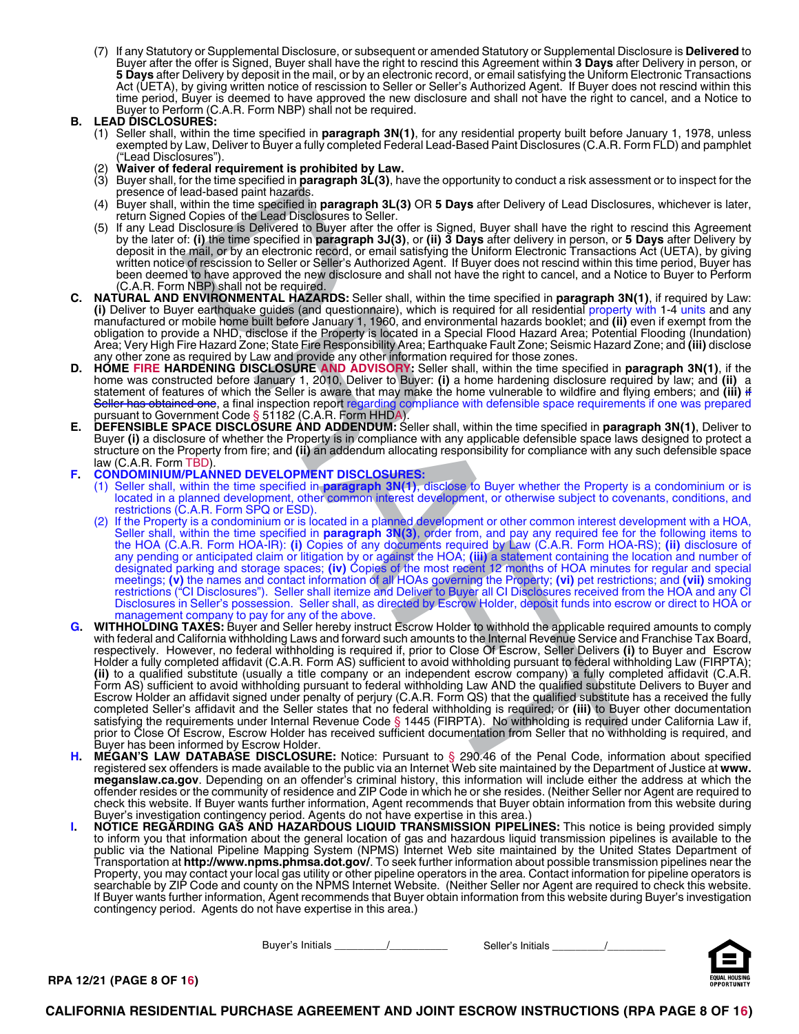(7) If any Statutory or Supplemental Disclosure, or subsequent or amended Statutory or Supplemental Disclosure is **Delivered** to Buyer after the offer is Signed, Buyer shall have the right to rescind this Agreement within **3 Days** after Delivery in person, or **5 Days** after Delivery by deposit in the mail, or by an electronic record, or email satisfying the Uniform Electronic Transactions Act (UETA), by giving written notice of rescission to Seller or Seller's Authorized Agent. If Buyer does not rescind within this time period, Buyer is deemed to have approved the new disclosure and shall not have the right to cancel, and a Notice to Buyer to Perform (C.A.R. Form NBP) shall not be required.

**B. LEAD DISCLOSURES:**

(1) Seller shall, within the time specified in **paragraph 3N(1)**, for any residential property built before January 1, 1978, unless exempted by Law, Deliver to Buyer a fully completed Federal Lead-Based Paint Disclosures (C.A.R. Form FLD) and pamphlet ("Lead Disclosures").

(2) **Waiver of federal requirement is prohibited by Law.**

(3) Buyer shall, for the time specified in **paragraph 3L(3)**, have the opportunity to conduct a risk assessment or to inspect for the presence of lead-based paint hazards.

(4) Buyer shall, within the time specified in **paragraph 3L(3)** OR **5 Days** after Delivery of Lead Disclosures, whichever is later, return Signed Copies of the Lead Disclosures to Seller.

(5) If any Lead Disclosure is Delivered to Buyer after the offer is Signed, Buyer shall have the right to rescind this Agreement by the later of: **(i)** the time specified in **paragraph 3J(3)**, or **(ii)** **3** Days after delivery in person, or **5** Days after Delivery by deposit in the mail, or by an electronic record, or email satisfying the Uniform Electronic Transactions Act (UETA), by giving written notice of rescission to Seller or Seller's Authorized Agent. If Buyer does not rescind within this time period, Buyer has been deemed to have approved the new disclosure and shall not have the right to cancel, and a Notice to Buyer to Perform (C.A.R. Form NBP) shall not be required.

**C. NATURAL AND ENVIRONMENTAL HAZARDS:** Seller shall, within the time specified in **paragraph 3N(1)**, if required by Law: **(i)** Deliver to Buyer earthquake guides (and questionnaire), which is required for all residential property with 1-4 units and any manufactured or mobile home built before January 1, 1960, and environmental hazards booklet; and **(ii)** even if exempt from the obligation to provide a NHD, disclose if the Property is located in a Special Flood Hazard Area; Potential Flooding (Inundation) Area; Very High Fire Hazard Zone; State Fire Responsibility Area; Earthquake Fault Zone; Seismic Hazard Zone; and **(iii)** disclose any other zone as required by Law and provide any other information required for those zones.

**D. HOME FIRE HARDENING DISCLOSURE AND ADVISORY:** Seller shall, within the time specified in **paragraph 3N(1)**, if the home was constructed before January 1, 2010, Deliver to Buyer: **(i)** a home hardening disclosure required by law; and **(ii)** a statement of features of which the Seller is aware that may make the home vulnerable to wildfire and flying embers; and **(iii)** ~~if Seller has obtained one~~, a final inspection report regarding compliance with defensible space requirements if one was prepared pursuant to Government Code § 51182 (C.A.R. Form HHDA).

**E. DEFENSIBLE SPACE DISCLOSURE AND ADDENDUM:** Seller shall, within the time specified in **paragraph 3N(1)**, Deliver to Buyer **(i)** a disclosure of whether the Property is in compliance with any applicable defensible space laws designed to protect a structure on the Property from fire; and **(ii)** an addendum allocating responsibility for compliance with any such defensible space law (C.A.R. Form TBD).

**F. CONDOMINIUM/PLANNED DEVELOPMENT DISCLOSURES:**

(1) Seller shall, within the time specified in **paragraph 3N(1)**, disclose to Buyer whether the Property is a condominium or is located in a planned development, other common interest development, or otherwise subject to covenants, conditions, and restrictions (C.A.R. Form SPQ or ESD).

(2) If the Property is a condominium or is located in a planned development or other common interest development with a HOA, Seller shall, within the time specified in **paragraph 3N(3)**, order from, and pay any required fee for the following items to the HOA (C.A.R. Form HOA-IR): **(i)** Copies of any documents required by Law (C.A.R. Form HOA-RS); **(ii)** disclosure of any pending or anticipated claim or litigation by or against the HOA; **(iii)** a statement containing the location and number of designated parking and storage spaces; **(iv)** Copies of the most recent 12 months of HOA minutes for regular and special meetings; **(v)** the names and contact information of all HOAs governing the Property; **(vi)** pet restrictions; and **(vii)** smoking restrictions ("CI Disclosures"). Seller shall itemize and Deliver to Buyer all CI Disclosures received from the HOA and any CI Disclosures in Seller's possession. Seller shall, as directed by Escrow Holder, deposit funds into escrow or direct to HOA or management company to pay for any of the above.

**G. WITHHOLDING TAXES:** Buyer and Seller hereby instruct Escrow Holder to withhold the applicable required amounts to comply with federal and California withholding Laws and forward such amounts to the Internal Revenue Service and Franchise Tax Board, respectively. However, no federal withholding is required if, prior to Close Of Escrow, Seller Delivers **(i)** to Buyer and Escrow Holder a fully completed affidavit (C.A.R. Form AS) sufficient to avoid withholding pursuant to federal withholding Law (FIRPTA); **(ii)** to a qualified substitute (usually a title company or an independent escrow company) a fully completed affidavit (C.A.R. Form AS) sufficient to avoid withholding pursuant to federal withholding Law AND the qualified substitute Delivers to Buyer and Escrow Holder an affidavit signed under penalty of perjury (C.A.R. Form QS) that the qualified substitute has a received the fully completed Seller's affidavit and the Seller states that no federal withholding is required; or **(iii)** to Buyer other documentation satisfying the requirements under Internal Revenue Code § 1445 (FIRPTA). No withholding is required under California Law if, prior to Close Of Escrow, Escrow Holder has received sufficient documentation from Seller that no withholding is required, and Buyer has been informed by Escrow Holder.

**H. MEGAN'S LAW DATABASE DISCLOSURE:** Notice: Pursuant to § 290.46 of the Penal Code, information about specified registered sex offenders is made available to the public via an Internet Web site maintained by the Department of Justice at **www.meganslaw.ca.gov**. Depending on an offender's criminal history, this information will include either the address at which the offender resides or the community of residence and ZIP Code in which he or she resides. (Neither Seller nor Agent are required to check this website. If Buyer wants further information, Agent recommends that Buyer obtain information from this website during Buyer's investigation contingency period. Agents do not have expertise in this area.)

**I. NOTICE REGARDING GAS AND HAZARDOUS LIQUID TRANSMISSION PIPELINES:** This notice is being provided simply to inform you that information about the general location of gas and hazardous liquid transmission pipelines is available to the public via the National Pipeline Mapping System (NPMS) Internet Web site maintained by the United States Department of Transportation at **http://www.npms.phmsa.dot.gov/**. To seek further information about possible transmission pipelines near the Property, you may contact your local gas utility or other pipeline operators in the area. Contact information for pipeline operators is searchable by ZIP Code and county on the NPMS Internet Website. (Neither Seller nor Agent are required to check this website. If Buyer wants further information, Agent recommends that Buyer obtain information from this website during Buyer's investigation contingency period. Agents do not have expertise in this area.)

Buyer's Initials _________/_________ Seller's Initials _________/_________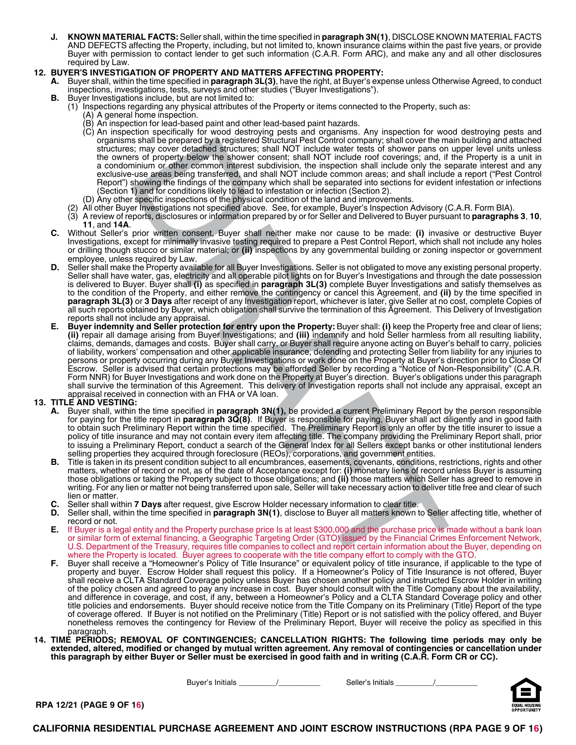**J. KNOWN MATERIAL FACTS:** Seller shall, within the time specified in **paragraph 3N(1)**, DISCLOSE KNOWN MATERIAL FACTS AND DEFECTS affecting the Property, including, but not limited to, known insurance claims within the past five years, or provide Buyer with permission to contact lender to get such information (C.A.R. Form ARC), and make any and all other disclosures required by Law.

**12. BUYER'S INVESTIGATION OF PROPERTY AND MATTERS AFFECTING PROPERTY:**

**A.** Buyer shall, within the time specified in **paragraph 3L(3)**, have the right, at Buyer's expense unless Otherwise Agreed, to conduct inspections, investigations, tests, surveys and other studies ("Buyer Investigations").

**B.** Buyer Investigations include, but are not limited to:

(1) Inspections regarding any physical attributes of the Property or items connected to the Property, such as:

(A) A general home inspection.

(B) An inspection for lead-based paint and other lead-based paint hazards.

(C) An inspection specifically for wood destroying pests and organisms. Any inspection for wood destroying pests and organisms shall be prepared by a registered Structural Pest Control company; shall cover the main building and attached structures; may cover detached structures; shall NOT include water tests of shower pans on upper level units unless the owners of property below the shower consent; shall NOT include roof coverings; and, if the Property is a unit in a condominium or other common interest subdivision, the inspection shall include only the separate interest and any exclusive-use areas being transferred, and shall NOT include common areas; and shall include a report ("Pest Control Report") showing the findings of the company which shall be separated into sections for evident infestation or infections (Section 1) and for conditions likely to lead to infestation or infection (Section 2).

(D) Any other specific inspections of the physical condition of the land and improvements.

(2) All other Buyer Investigations not specified above. See, for example, Buyer's Inspection Advisory (C.A.R. Form BIA).

(3) A review of reports, disclosures or information prepared by or for Seller and Delivered to Buyer pursuant to **paragraphs 3**, **10**, **11**, and **14A**.

**C.** Without Seller's prior written consent, Buyer shall neither make nor cause to be made: **(i)** invasive or destructive Buyer Investigations, except for minimally invasive testing required to prepare a Pest Control Report, which shall not include any holes or drilling though stucco or similar material; or **(ii)** inspections by any governmental building or zoning inspector or government employee, unless required by Law.

**D.** Seller shall make the Property available for all Buyer Investigations. Seller is not obligated to move any existing personal property. Seller shall have water, gas, electricity and all operable pilot lights on for Buyer's Investigations and through the date possession is delivered to Buyer. Buyer shall **(i)** as specified in **paragraph 3L(3)** complete Buyer Investigations and satisfy themselves as to the condition of the Property, and either remove the contingency or cancel this Agreement, and **(ii)** by the time specified in **paragraph 3L(3)** or **3 Days** after receipt of any Investigation report, whichever is later, give Seller at no cost, complete Copies of all such reports obtained by Buyer, which obligation shall survive the termination of this Agreement. This Delivery of Investigation reports shall not include any appraisal.

**E. Buyer indemnity and Seller protection for entry upon the Property:** Buyer shall: **(i)** keep the Property free and clear of liens; **(ii)** repair all damage arising from Buyer Investigations; and **(iii)** indemnify and hold Seller harmless from all resulting liability, claims, demands, damages and costs. Buyer shall carry, or Buyer shall require anyone acting on Buyer's behalf to carry, policies of liability, workers' compensation and other applicable insurance, defending and protecting Seller from liability for any injuries to persons or property occurring during any Buyer Investigations or work done on the Property at Buyer's direction prior to Close Of Escrow. Seller is advised that certain protections may be afforded Seller by recording a "Notice of Non-Responsibility" (C.A.R. Form NNR) for Buyer Investigations and work done on the Property at Buyer's direction. Buyer's obligations under this paragraph shall survive the termination of this Agreement. This delivery of Investigation reports shall not include any appraisal, except an appraisal received in connection with an FHA or VA loan.

**13. TITLE AND VESTING:**

**A.** Buyer shall, within the time specified in **paragraph 3N(1),** be provided a current Preliminary Report by the person responsible for paying for the title report in **paragraph 3Q(8)**. If Buyer is responsible for paying, Buyer shall act diligently and in good faith to obtain such Preliminary Report within the time specified. The Preliminary Report is only an offer by the title insurer to issue a policy of title insurance and may not contain every item affecting title. The company providing the Preliminary Report shall, prior to issuing a Preliminary Report, conduct a search of the General Index for all Sellers except banks or other institutional lenders selling properties they acquired through foreclosure (REOs), corporations, and government entities.

**B.** Title is taken in its present condition subject to all encumbrances, easements, covenants, conditions, restrictions, rights and other matters, whether of record or not, as of the date of Acceptance except for: **(i)** monetary liens of record unless Buyer is assuming those obligations or taking the Property subject to those obligations; and **(ii)** those matters which Seller has agreed to remove in writing. For any lien or matter not being transferred upon sale, Seller will take necessary action to deliver title free and clear of such lien or matter.

**C.** Seller shall within **7 Days** after request, give Escrow Holder necessary information to clear title.

**D.** Seller shall, within the time specified in **paragraph 3N(1)**, disclose to Buyer all matters known to Seller affecting title, whether of record or not.

**E.** If Buyer is a legal entity and the Property purchase price Is at least $300,000 and the purchase price is made without a bank loan or similar form of external financing, a Geographic Targeting Order (GTO) issued by the Financial Crimes Enforcement Network, U.S. Department of the Treasury, requires title companies to collect and report certain information about the Buyer, depending on where the Property is located. Buyer agrees to cooperate with the title company effort to comply with the GTO.

**F.** Buyer shall receive a "Homeowner's Policy of Title Insurance" or equivalent policy of title insurance, if applicable to the type of property and buyer. Escrow Holder shall request this policy. If a Homeowner's Policy of Title Insurance is not offered, Buyer shall receive a CLTA Standard Coverage policy unless Buyer has chosen another policy and instructed Escrow Holder in writing of the policy chosen and agreed to pay any increase in cost. Buyer should consult with the Title Company about the availability, and difference in coverage, and cost, if any, between a Homeowner's Policy and a CLTA Standard Coverage policy and other title policies and endorsements. Buyer should receive notice from the Title Company on its Preliminary (Title) Report of the type of coverage offered. If Buyer is not notified on the Preliminary (Title) Report or is not satisfied with the policy offered, and Buyer nonetheless removes the contingency for Review of the Preliminary Report, Buyer will receive the policy as specified in this paragraph.

**14. TIME PERIODS; REMOVAL OF CONTINGENCIES; CANCELLATION RIGHTS: The following time periods may only be extended, altered, modified or changed by mutual written agreement. Any removal of contingencies or cancellation under this paragraph by either Buyer or Seller must be exercised in good faith and in writing (C.A.R. Form CR or CC).**

Buyer's Initials ________/________ Seller's Initials ________/________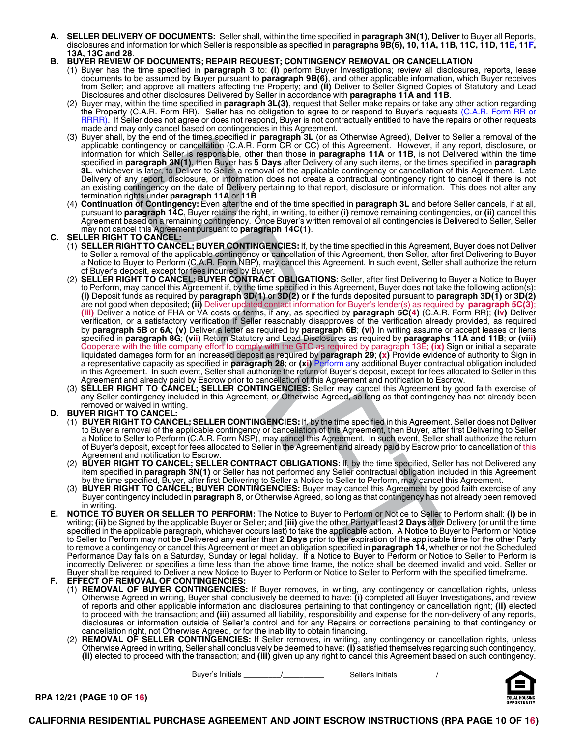**A. SELLER DELIVERY OF DOCUMENTS:** Seller shall, within the time specified in **paragraph 3N(1)**, **Deliver** to Buyer all Reports, disclosures and information for which Seller is responsible as specified in **paragraphs 9B(6), 10, 11A, 11B, 11C, 11D, 11E, 11F, 13A, 13C and 28**.

**B. BUYER REVIEW OF DOCUMENTS; REPAIR REQUEST; CONTINGENCY REMOVAL OR CANCELLATION**

(1) Buyer has the time specified in **paragraph 3** to: **(i)** perform Buyer Investigations; review all disclosures, reports, lease documents to be assumed by Buyer pursuant to **paragraph 9B(6)**, and other applicable information, which Buyer receives from Seller; and approve all matters affecting the Property; and **(ii)** Deliver to Seller Signed Copies of Statutory and Lead Disclosures and other disclosures Delivered by Seller in accordance with **paragraphs 11A and 11B**.

(2) Buyer may, within the time specified in **paragraph 3L(3)**, request that Seller make repairs or take any other action regarding the Property (C.A.R. Form RR). Seller has no obligation to agree to or respond to Buyer's requests (C.A.R. Form RR or RRRR). If Seller does not agree or does not respond, Buyer is not contractually entitled to have the repairs or other requests made and may only cancel based on contingencies in this Agreement.

(3) Buyer shall, by the end of the times specified in **paragraph 3L** (or as Otherwise Agreed), Deliver to Seller a removal of the applicable contingency or cancellation (C.A.R. Form CR or CC) of this Agreement. However, if any report, disclosure, or information for which Seller is responsible, other than those in **paragraphs 11A** or **11B**, is not Delivered within the time specified in **paragraph 3N(1)**, then Buyer has **5 Days** after Delivery of any such items, or the times specified in **paragraph 3L**, whichever is later, to Deliver to Seller a removal of the applicable contingency or cancellation of this Agreement. Late Delivery of any report, disclosure, or information does not create a contractual contingency right to cancel if there is not an existing contingency on the date of Delivery pertaining to that report, disclosure or information. This does not alter any termination rights under **paragraph 11A** or **11B**.

(4) **Continuation of Contingency:** Even after the end of the time specified in **paragraph 3L** and before Seller cancels, if at all, pursuant to **paragraph 14C**, Buyer retains the right, in writing, to either **(i)** remove remaining contingencies, or **(ii)** cancel this Agreement based on a remaining contingency. Once Buyer's written removal of all contingencies is Delivered to Seller, Seller may not cancel this Agreement pursuant to **paragraph 14C(1)**.

**C. SELLER RIGHT TO CANCEL:**

(1) **SELLER RIGHT TO CANCEL; BUYER CONTINGENCIES:** If, by the time specified in this Agreement, Buyer does not Deliver to Seller a removal of the applicable contingency or cancellation of this Agreement, then Seller, after first Delivering to Buyer a Notice to Buyer to Perform (C.A.R. Form NBP), may cancel this Agreement. In such event, Seller shall authorize the return of Buyer's deposit, except for fees incurred by Buyer.

(2) **SELLER RIGHT TO CANCEL; BUYER CONTRACT OBLIGATIONS:** Seller, after first Delivering to Buyer a Notice to Buyer to Perform, may cancel this Agreement if, by the time specified in this Agreement, Buyer does not take the following action(s): **(i)** Deposit funds as required by **paragraph 3D(1)** or **3D(2)** or if the funds deposited pursuant to **paragraph 3D(1)** or **3D(2)** are not good when deposited; **(ii)** Deliver updated contact information for Buyer's lender(s) as required by **paragraph 5C(3)**; **(iii)** Deliver a notice of FHA or VA costs or terms, if any, as specified by **paragraph 5C(4)** (C.A.R. Form RR); **(iv)** Deliver verification, or a satisfactory verification if Seller reasonably disapproves of the verification already provided, as required by **paragraph 5B** or **6A**; **(v)** Deliver a letter as required by **paragraph 6B**; **(vi)** In writing assume or accept leases or liens specified in **paragraph 8G**; **(vii)** Return Statutory and Lead Disclosures as required by **paragraphs 11A and 11B**; or **(viii)** Cooperate with the title company effort to comply with the GTO as required by paragraph 13E; **(ix)** Sign or initial a separate liquidated damages form for an increased deposit as required by **paragraph 29**; **(x)** Provide evidence of authority to Sign in a representative capacity as specified in **paragraph 28**; or **(xi)** Perform any additional Buyer contractual obligation included in this Agreement. In such event, Seller shall authorize the return of Buyer's deposit, except for fees allocated to Seller in this Agreement and already paid by Escrow prior to cancellation of this Agreement and notification to Escrow.

(3) **SELLER RIGHT TO CANCEL; SELLER CONTINGENCIES:** Seller may cancel this Agreement by good faith exercise of any Seller contingency included in this Agreement, or Otherwise Agreed, so long as that contingency has not already been removed or waived in writing.

**D. BUYER RIGHT TO CANCEL:**

(1) **BUYER RIGHT TO CANCEL; SELLER CONTINGENCIES:** If, by the time specified in this Agreement, Seller does not Deliver to Buyer a removal of the applicable contingency or cancellation of this Agreement, then Buyer, after first Delivering to Seller a Notice to Seller to Perform (C.A.R. Form NSP), may cancel this Agreement. In such event, Seller shall authorize the return of Buyer's deposit, except for fees allocated to Seller in the Agreement and already paid by Escrow prior to cancellation of this Agreement and notification to Escrow.

(2) **BUYER RIGHT TO CANCEL; SELLER CONTRACT OBLIGATIONS:** If, by the time specified, Seller has not Delivered any item specified in **paragraph 3N(1)** or Seller has not performed any Seller contractual obligation included in this Agreement by the time specified, Buyer, after first Delivering to Seller a Notice to Seller to Perform, may cancel this Agreement.

(3) **BUYER RIGHT TO CANCEL; BUYER CONTINGENCIES:** Buyer may cancel this Agreement by good faith exercise of any Buyer contingency included in **paragraph 8**, or Otherwise Agreed, so long as that contingency has not already been removed in writing.

**E. NOTICE TO BUYER OR SELLER TO PERFORM:** The Notice to Buyer to Perform or Notice to Seller to Perform shall: **(i)** be in writing; **(ii)** be Signed by the applicable Buyer or Seller; and **(iii)** give the other Party at least **2 Days** after Delivery (or until the time specified in the applicable paragraph, whichever occurs last) to take the applicable action. A Notice to Buyer to Perform or Notice to Seller to Perform may not be Delivered any earlier than **2 Days** prior to the expiration of the applicable time for the other Party to remove a contingency or cancel this Agreement or meet an obligation specified in **paragraph 14**, whether or not the Scheduled Performance Day falls on a Saturday, Sunday or legal holiday. If a Notice to Buyer to Perform or Notice to Seller to Perform is incorrectly Delivered or specifies a time less than the above time frame, the notice shall be deemed invalid and void. Seller or Buyer shall be required to Deliver a new Notice to Buyer to Perform or Notice to Seller to Perform with the specified timeframe.

**F. EFFECT OF REMOVAL OF CONTINGENCIES:**

(1) **REMOVAL OF BUYER CONTINGENCIES:** If Buyer removes, in writing, any contingency or cancellation rights, unless Otherwise Agreed in writing, Buyer shall conclusively be deemed to have: **(i)** completed all Buyer Investigations, and review of reports and other applicable information and disclosures pertaining to that contingency or cancellation right; **(ii)** elected to proceed with the transaction; and **(iii)** assumed all liability, responsibility and expense for the non-delivery of any reports, disclosures or information outside of Seller's control and for any Repairs or corrections pertaining to that contingency or cancellation right, not Otherwise Agreed, or for the inability to obtain financing.

(2) **REMOVAL OF SELLER CONTINGENCIES:** If Seller removes, in writing, any contingency or cancellation rights, unless Otherwise Agreed in writing, Seller shall conclusively be deemed to have: **(i)** satisfied themselves regarding such contingency, **(ii)** elected to proceed with the transaction; and **(iii)** given up any right to cancel this Agreement based on such contingency.

Buyer's Initials ________/________ Seller's Initials ________/________

RPA 12/21 (PAGE 10 OF 16)

**CALIFORNIA RESIDENTIAL PURCHASE AGREEMENT AND JOINT ESCROW INSTRUCTIONS (RPA PAGE 10 OF 16)**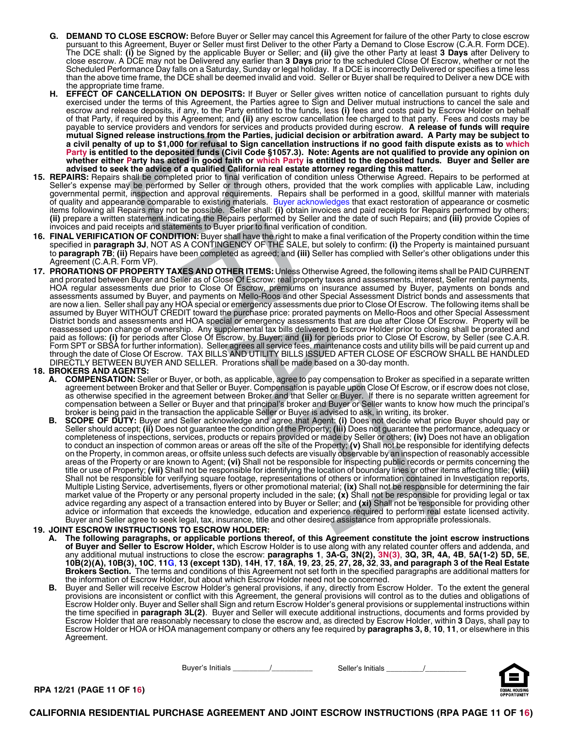**G. DEMAND TO CLOSE ESCROW:** Before Buyer or Seller may cancel this Agreement for failure of the other Party to close escrow pursuant to this Agreement, Buyer or Seller must first Deliver to the other Party a Demand to Close Escrow (C.A.R. Form DCE). The DCE shall: **(i)** be Signed by the applicable Buyer or Seller; and **(ii)** give the other Party at least **3 Days** after Delivery to close escrow. A DCE may not be Delivered any earlier than **3 Days** prior to the scheduled Close Of Escrow, whether or not the Scheduled Performance Day falls on a Saturday, Sunday or legal holiday. If a DCE is incorrectly Delivered or specifies a time less than the above time frame, the DCE shall be deemed invalid and void. Seller or Buyer shall be required to Deliver a new DCE with the appropriate time frame.

**H. EFFECT OF CANCELLATION ON DEPOSITS:** If Buyer or Seller gives written notice of cancellation pursuant to rights duly exercised under the terms of this Agreement, the Parties agree to Sign and Deliver mutual instructions to cancel the sale and escrow and release deposits, if any, to the Party entitled to the funds, less **(i)** fees and costs paid by Escrow Holder on behalf of that Party, if required by this Agreement; and **(ii)** any escrow cancellation fee charged to that party. Fees and costs may be payable to service providers and vendors for services and products provided during escrow. **A release of funds will require mutual Signed release instructions from the Parties, judicial decision or arbitration award. A Party may be subject to a civil penalty of up to $1,000 for refusal to Sign cancellation instructions if no good faith dispute exists as to which Party is entitled to the deposited funds (Civil Code §1057.3). Note: Agents are not qualified to provide any opinion on whether either Party has acted in good faith or which Party is entitled to the deposited funds. Buyer and Seller are advised to seek the advice of a qualified California real estate attorney regarding this matter.**

**15. REPAIRS:** Repairs shall be completed prior to final verification of condition unless Otherwise Agreed. Repairs to be performed at Seller's expense may be performed by Seller or through others, provided that the work complies with applicable Law, including governmental permit, inspection and approval requirements. Repairs shall be performed in a good, skillful manner with materials of quality and appearance comparable to existing materials. Buyer acknowledges that exact restoration of appearance or cosmetic items following all Repairs may not be possible. Seller shall: **(i)** obtain invoices and paid receipts for Repairs performed by others; **(ii)** prepare a written statement indicating the Repairs performed by Seller and the date of such Repairs; and **(iii)** provide Copies of invoices and paid receipts and statements to Buyer prior to final verification of condition.

**16. FINAL VERIFICATION OF CONDITION:** Buyer shall have the right to make a final verification of the Property condition within the time specified in **paragraph 3J**, NOT AS A CONTINGENCY OF THE SALE, but solely to confirm: **(i)** the Property is maintained pursuant to **paragraph 7B**; **(ii)** Repairs have been completed as agreed; and **(iii)** Seller has complied with Seller's other obligations under this Agreement (C.A.R. Form VP).

**17. PRORATIONS OF PROPERTY TAXES AND OTHER ITEMS:** Unless Otherwise Agreed, the following items shall be PAID CURRENT and prorated between Buyer and Seller as of Close Of Escrow: real property taxes and assessments, interest, Seller rental payments, HOA regular assessments due prior to Close Of Escrow, premiums on insurance assumed by Buyer, payments on bonds and assessments assumed by Buyer, and payments on Mello-Roos and other Special Assessment District bonds and assessments that are now a lien. Seller shall pay any HOA special or emergency assessments due prior to Close Of Escrow. The following items shall be assumed by Buyer WITHOUT CREDIT toward the purchase price: prorated payments on Mello-Roos and other Special Assessment District bonds and assessments and HOA special or emergency assessments that are due after Close Of Escrow. Property will be reassessed upon change of ownership. Any supplemental tax bills delivered to Escrow Holder prior to closing shall be prorated and paid as follows: **(i)** for periods after Close Of Escrow, by Buyer; and **(ii)** for periods prior to Close Of Escrow, by Seller (see C.A.R. Form SPT or SBSA for further information). Seller agrees all service fees, maintenance costs and utility bills will be paid current up and through the date of Close Of Escrow. TAX BILLS AND UTILITY BILLS ISSUED AFTER CLOSE OF ESCROW SHALL BE HANDLED DIRECTLY BETWEEN BUYER AND SELLER. Prorations shall be made based on a 30-day month.

**18. BROKERS AND AGENTS:**

**A. COMPENSATION:** Seller or Buyer, or both, as applicable, agree to pay compensation to Broker as specified in a separate written agreement between Broker and that Seller or Buyer. Compensation is payable upon Close Of Escrow, or if escrow does not close, as otherwise specified in the agreement between Broker and that Seller or Buyer. If there is no separate written agreement for compensation between a Seller or Buyer and that principal's broker and Buyer or Seller wants to know how much the principal's broker is being paid in the transaction the applicable Seller or Buyer is advised to ask, in writing, its broker.

**B. SCOPE OF DUTY:** Buyer and Seller acknowledge and agree that Agent: **(i)** Does not decide what price Buyer should pay or Seller should accept; **(ii)** Does not guarantee the condition of the Property; **(iii)** Does not guarantee the performance, adequacy or completeness of inspections, services, products or repairs provided or made by Seller or others; **(iv)** Does not have an obligation to conduct an inspection of common areas or areas off the site of the Property; **(v)** Shall not be responsible for identifying defects on the Property, in common areas, or offsite unless such defects are visually observable by an inspection of reasonably accessible areas of the Property or are known to Agent; **(vi)** Shall not be responsible for inspecting public records or permits concerning the title or use of Property; **(vii)** Shall not be responsible for identifying the location of boundary lines or other items affecting title; **(viii)** Shall not be responsible for verifying square footage, representations of others or information contained in Investigation reports, Multiple Listing Service, advertisements, flyers or other promotional material; **(ix)** Shall not be responsible for determining the fair market value of the Property or any personal property included in the sale; **(x)** Shall not be responsible for providing legal or tax advice regarding any aspect of a transaction entered into by Buyer or Seller; and **(xi)** Shall not be responsible for providing other advice or information that exceeds the knowledge, education and experience required to perform real estate licensed activity. Buyer and Seller agree to seek legal, tax, insurance, title and other desired assistance from appropriate professionals.

**19. JOINT ESCROW INSTRUCTIONS TO ESCROW HOLDER:**

**A. The following paragraphs, or applicable portions thereof, of this Agreement constitute the joint escrow instructions of Buyer and Seller to Escrow Holder,** which Escrow Holder is to use along with any related counter offers and addenda, and any additional mutual instructions to close the escrow: **paragraphs 1**, **3A-G**, **3N(2)**, **3N(3)**, **3Q**, **3R**, **4A**, **4B**, **5A(1-2) 5D**, **5E**, **10B(2)(A)**, **10B(3)**, **10C**, **11G**, **13 (except 13D)**, **14H**, **17**, **18A**, **19**, **23**, **25**, **27**, **28**, **32**, **33, and paragraph 3 of the Real Estate Brokers Section.** The terms and conditions of this Agreement not set forth in the specified paragraphs are additional matters for the information of Escrow Holder, but about which Escrow Holder need not be concerned.

**B.** Buyer and Seller will receive Escrow Holder's general provisions, if any, directly from Escrow Holder. To the extent the general provisions are inconsistent or conflict with this Agreement, the general provisions will control as to the duties and obligations of Escrow Holder only. Buyer and Seller shall Sign and return Escrow Holder's general provisions or supplemental instructions within the time specified in **paragraph 3L(2)**. Buyer and Seller will execute additional instructions, documents and forms provided by Escrow Holder that are reasonably necessary to close the escrow and, as directed by Escrow Holder, within **3** Days, shall pay to Escrow Holder or HOA or HOA management company or others any fee required by **paragraphs 3, 8**, **10**, **11**, or elsewhere in this Agreement.

Buyer's Initials _________/_________ Seller's Initials _________/_________

RPA 12/21 (PAGE 11 OF 16)

CALIFORNIA RESIDENTIAL PURCHASE AGREEMENT AND JOINT ESCROW INSTRUCTIONS (RPA PAGE 11 OF 16)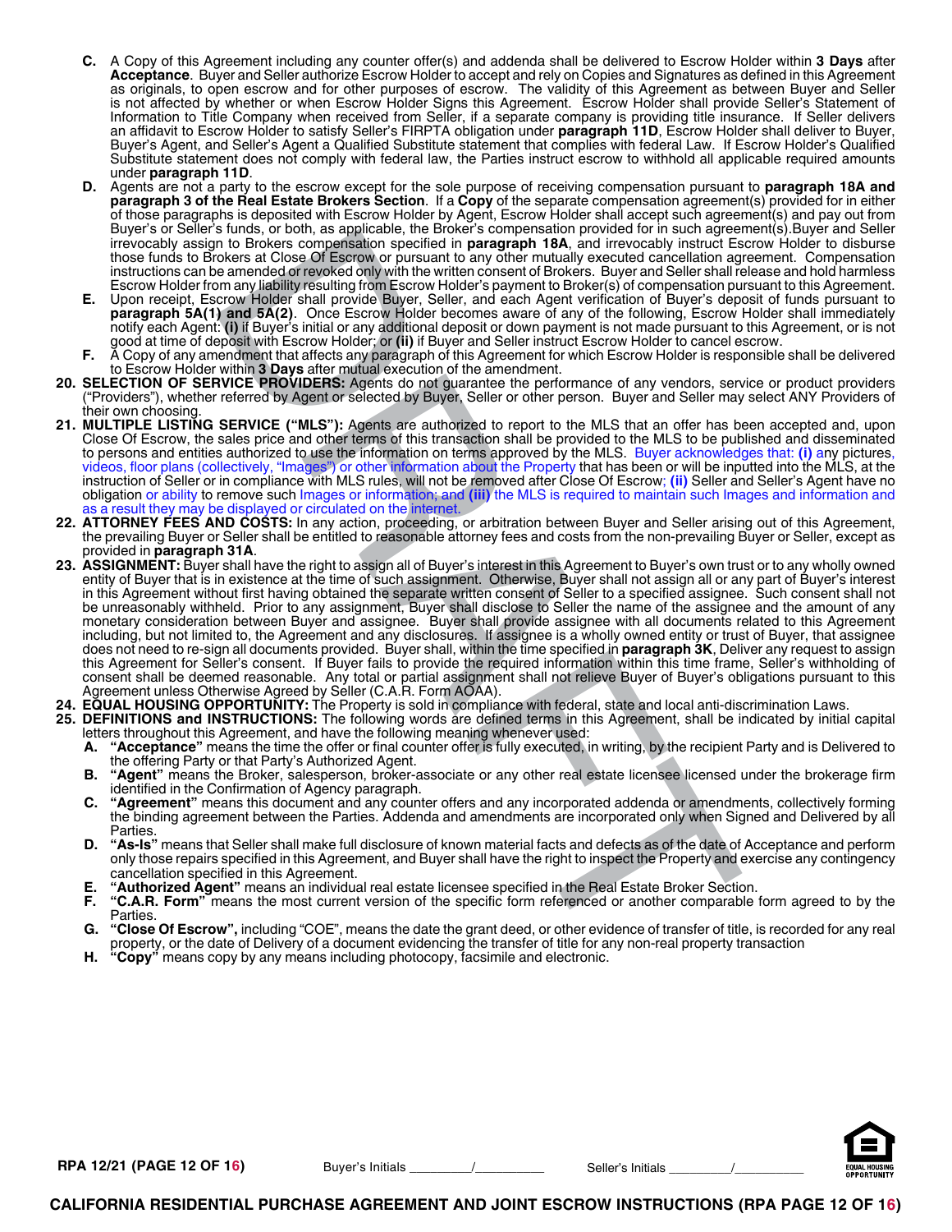C. A Copy of this Agreement including any counter offer(s) and addenda shall be delivered to Escrow Holder within **3 Days** after **Acceptance**. Buyer and Seller authorize Escrow Holder to accept and rely on Copies and Signatures as defined in this Agreement as originals, to open escrow and for other purposes of escrow. The validity of this Agreement as between Buyer and Seller is not affected by whether or when Escrow Holder Signs this Agreement. Escrow Holder shall provide Seller's Statement of Information to Title Company when received from Seller, if a separate company is providing title insurance. If Seller delivers an affidavit to Escrow Holder to satisfy Seller's FIRPTA obligation under **paragraph 11D**, Escrow Holder shall deliver to Buyer, Buyer's Agent, and Seller's Agent a Qualified Substitute statement that complies with federal Law. If Escrow Holder's Qualified Substitute statement does not comply with federal law, the Parties instruct escrow to withhold all applicable required amounts under **paragraph 11D**.

D. Agents are not a party to the escrow except for the sole purpose of receiving compensation pursuant to **paragraph 18A and paragraph 3 of the Real Estate Brokers Section**. If a **Copy** of the separate compensation agreement(s) provided for in either of those paragraphs is deposited with Escrow Holder by Agent, Escrow Holder shall accept such agreement(s) and pay out from Buyer's or Seller's funds, or both, as applicable, the Broker's compensation provided for in such agreement(s).Buyer and Seller irrevocably assign to Brokers compensation specified in **paragraph 18A**, and irrevocably instruct Escrow Holder to disburse those funds to Brokers at Close Of Escrow or pursuant to any other mutually executed cancellation agreement. Compensation instructions can be amended or revoked only with the written consent of Brokers. Buyer and Seller shall release and hold harmless Escrow Holder from any liability resulting from Escrow Holder's payment to Broker(s) of compensation pursuant to this Agreement.

E. Upon receipt, Escrow Holder shall provide Buyer, Seller, and each Agent verification of Buyer's deposit of funds pursuant to **paragraph 5A(1) and 5A(2)**. Once Escrow Holder becomes aware of any of the following, Escrow Holder shall immediately notify each Agent: **(i)** if Buyer's initial or any additional deposit or down payment is not made pursuant to this Agreement, or is not good at time of deposit with Escrow Holder; or **(ii)** if Buyer and Seller instruct Escrow Holder to cancel escrow.

F. A Copy of any amendment that affects any paragraph of this Agreement for which Escrow Holder is responsible shall be delivered to Escrow Holder within **3 Days** after mutual execution of the amendment.

**20. SELECTION OF SERVICE PROVIDERS:** Agents do not guarantee the performance of any vendors, service or product providers ("Providers"), whether referred by Agent or selected by Buyer, Seller or other person. Buyer and Seller may select ANY Providers of their own choosing.

**21. MULTIPLE LISTING SERVICE ("MLS"):** Agents are authorized to report to the MLS that an offer has been accepted and, upon Close Of Escrow, the sales price and other terms of this transaction shall be provided to the MLS to be published and disseminated to persons and entities authorized to use the information on terms approved by the MLS. Buyer acknowledges that: **(i)** any pictures, videos, floor plans (collectively, "Images") or other information about the Property that has been or will be inputted into the MLS, at the instruction of Seller or in compliance with MLS rules, will not be removed after Close Of Escrow; **(ii)** Seller and Seller's Agent have no obligation or ability to remove such Images or information; and **(iii)** the MLS is required to maintain such Images and information and as a result they may be displayed or circulated on the internet.

**22. ATTORNEY FEES AND COSTS:** In any action, proceeding, or arbitration between Buyer and Seller arising out of this Agreement, the prevailing Buyer or Seller shall be entitled to reasonable attorney fees and costs from the non-prevailing Buyer or Seller, except as provided in **paragraph 31A**.

**23. ASSIGNMENT:** Buyer shall have the right to assign all of Buyer's interest in this Agreement to Buyer's own trust or to any wholly owned entity of Buyer that is in existence at the time of such assignment. Otherwise, Buyer shall not assign all or any part of Buyer's interest in this Agreement without first having obtained the separate written consent of Seller to a specified assignee. Such consent shall not be unreasonably withheld. Prior to any assignment, Buyer shall disclose to Seller the name of the assignee and the amount of any monetary consideration between Buyer and assignee. Buyer shall provide assignee with all documents related to this Agreement including, but not limited to, the Agreement and any disclosures. If assignee is a wholly owned entity or trust of Buyer, that assignee does not need to re-sign all documents provided. Buyer shall, within the time specified in **paragraph 3K**, Deliver any request to assign this Agreement for Seller's consent. If Buyer fails to provide the required information within this time frame, Seller's withholding of consent shall be deemed reasonable. Any total or partial assignment shall not relieve Buyer of Buyer's obligations pursuant to this Agreement unless Otherwise Agreed by Seller (C.A.R. Form AOAA).

**24. EQUAL HOUSING OPPORTUNITY:** The Property is sold in compliance with federal, state and local anti-discrimination Laws.

**25. DEFINITIONS and INSTRUCTIONS:** The following words are defined terms in this Agreement, shall be indicated by initial capital letters throughout this Agreement, and have the following meaning whenever used:

A. **"Acceptance"** means the time the offer or final counter offer is fully executed, in writing, by the recipient Party and is Delivered to the offering Party or that Party's Authorized Agent.

B. **"Agent"** means the Broker, salesperson, broker-associate or any other real estate licensee licensed under the brokerage firm identified in the Confirmation of Agency paragraph.

C. **"Agreement"** means this document and any counter offers and any incorporated addenda or amendments, collectively forming the binding agreement between the Parties. Addenda and amendments are incorporated only when Signed and Delivered by all Parties.

D. **"As-Is"** means that Seller shall make full disclosure of known material facts and defects as of the date of Acceptance and perform only those repairs specified in this Agreement, and Buyer shall have the right to inspect the Property and exercise any contingency cancellation specified in this Agreement.

E. **"Authorized Agent"** means an individual real estate licensee specified in the Real Estate Broker Section.

F. **"C.A.R. Form"** means the most current version of the specific form referenced or another comparable form agreed to by the Parties.

G. **"Close Of Escrow",** including "COE", means the date the grant deed, or other evidence of transfer of title, is recorded for any real property, or the date of Delivery of a document evidencing the transfer of title for any non-real property transaction

H. **"Copy"** means copy by any means including photocopy, facsimile and electronic.

Buyer's Initials ________/________ Seller's Initials ________/________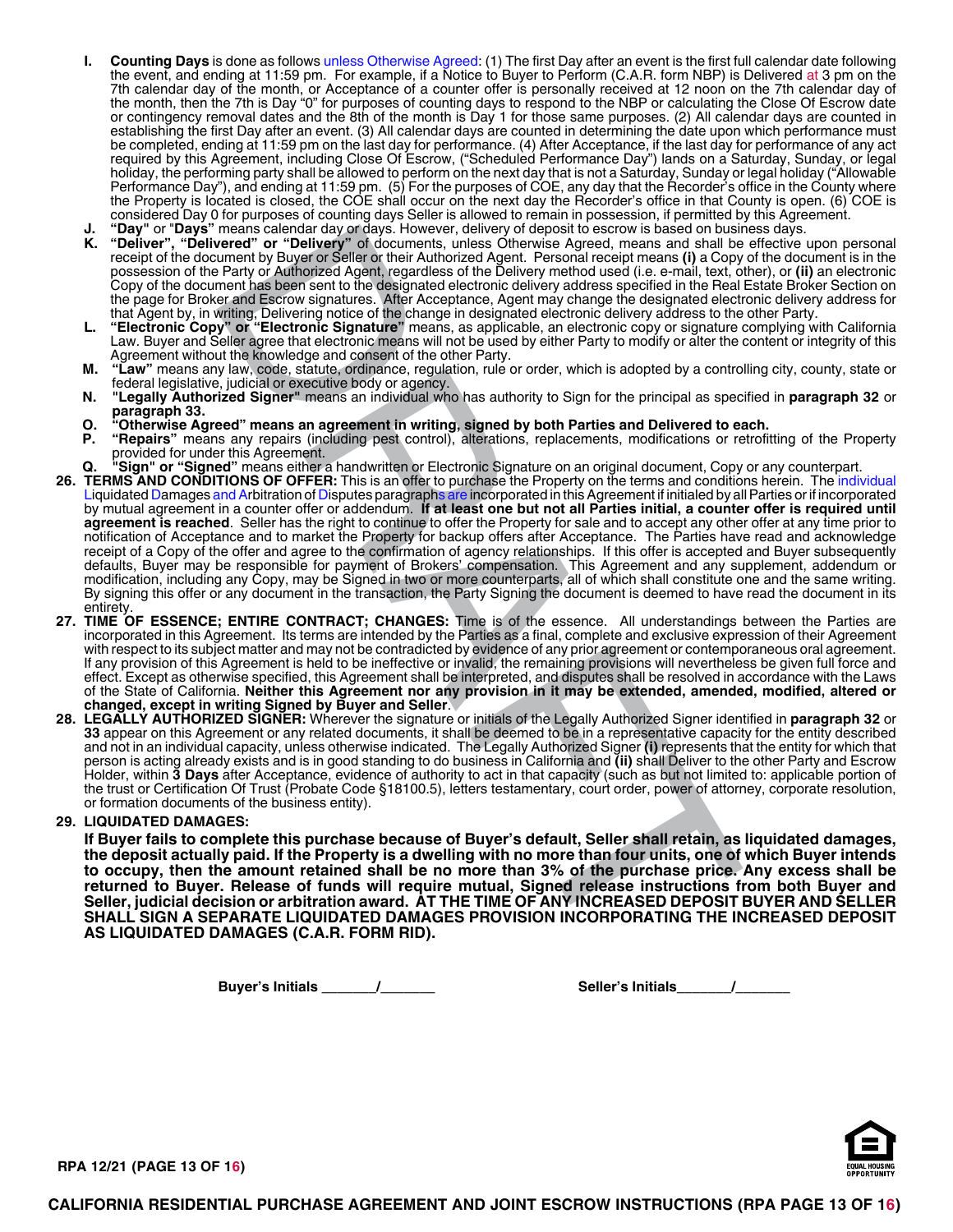I. **Counting Days** is done as follows unless Otherwise Agreed: (1) The first Day after an event is the first full calendar date following the event, and ending at 11:59 pm. For example, if a Notice to Buyer to Perform (C.A.R. form NBP) is Delivered at 3 pm on the 7th calendar day of the month, or Acceptance of a counter offer is personally received at 12 noon on the 7th calendar day of the month, then the 7th is Day "0" for purposes of counting days to respond to the NBP or calculating the Close Of Escrow date or contingency removal dates and the 8th of the month is Day 1 for those same purposes. (2) All calendar days are counted in establishing the first Day after an event. (3) All calendar days are counted in determining the date upon which performance must be completed, ending at 11:59 pm on the last day for performance. (4) After Acceptance, if the last day for performance of any act required by this Agreement, including Close Of Escrow, ("Scheduled Performance Day") lands on a Saturday, Sunday, or legal holiday, the performing party shall be allowed to perform on the next day that is not a Saturday, Sunday or legal holiday ("Allowable Performance Day"), and ending at 11:59 pm. (5) For the purposes of COE, any day that the Recorder's office in the County where the Property is located is closed, the COE shall occur on the next day the Recorder's office in that County is open. (6) COE is considered Day 0 for purposes of counting days Seller is allowed to remain in possession, if permitted by this Agreement.

J. **"Day"** or **"Days"** means calendar day or days. However, delivery of deposit to escrow is based on business days.

K. **"Deliver", "Delivered" or "Delivery"** of documents, unless Otherwise Agreed, means and shall be effective upon personal receipt of the document by Buyer or Seller or their Authorized Agent. Personal receipt means **(i)** a Copy of the document is in the possession of the Party or Authorized Agent, regardless of the Delivery method used (i.e. e-mail, text, other), or **(ii)** an electronic Copy of the document has been sent to the designated electronic delivery address specified in the Real Estate Broker Section on the page for Broker and Escrow signatures. After Acceptance, Agent may change the designated electronic delivery address for that Agent by, in writing, Delivering notice of the change in designated electronic delivery address to the other Party.

L. **"Electronic Copy" or "Electronic Signature"** means, as applicable, an electronic copy or signature complying with California Law. Buyer and Seller agree that electronic means will not be used by either Party to modify or alter the content or integrity of this Agreement without the knowledge and consent of the other Party.

M. **"Law"** means any law, code, statute, ordinance, regulation, rule or order, which is adopted by a controlling city, county, state or federal legislative, judicial or executive body or agency.

N. **"Legally Authorized Signer"** means an individual who has authority to Sign for the principal as specified in **paragraph 32** or **paragraph 33.**

O. **"Otherwise Agreed" means an agreement in writing, signed by both Parties and Delivered to each.**

P. **"Repairs"** means any repairs (including pest control), alterations, replacements, modifications or retrofitting of the Property provided for under this Agreement.

Q. **"Sign" or "Signed"** means either a handwritten or Electronic Signature on an original document, Copy or any counterpart.

26. **TERMS AND CONDITIONS OF OFFER:** This is an offer to purchase the Property on the terms and conditions herein. The individual Liquidated Damages and Arbitration of Disputes paragraphs are incorporated in this Agreement if initialed by all Parties or if incorporated by mutual agreement in a counter offer or addendum. **If at least one but not all Parties initial, a counter offer is required until agreement is reached**. Seller has the right to continue to offer the Property for sale and to accept any other offer at any time prior to notification of Acceptance and to market the Property for backup offers after Acceptance. The Parties have read and acknowledge receipt of a Copy of the offer and agree to the confirmation of agency relationships. If this offer is accepted and Buyer subsequently defaults, Buyer may be responsible for payment of Brokers' compensation. This Agreement and any supplement, addendum or modification, including any Copy, may be Signed in two or more counterparts, all of which shall constitute one and the same writing. By signing this offer or any document in the transaction, the Party Signing the document is deemed to have read the document in its entirety.

27. **TIME OF ESSENCE; ENTIRE CONTRACT; CHANGES:** Time is of the essence. All understandings between the Parties are incorporated in this Agreement. Its terms are intended by the Parties as a final, complete and exclusive expression of their Agreement with respect to its subject matter and may not be contradicted by evidence of any prior agreement or contemporaneous oral agreement. If any provision of this Agreement is held to be ineffective or invalid, the remaining provisions will nevertheless be given full force and effect. Except as otherwise specified, this Agreement shall be interpreted, and disputes shall be resolved in accordance with the Laws of the State of California. **Neither this Agreement nor any provision in it may be extended, amended, modified, altered or changed, except in writing Signed by Buyer and Seller**.

28. **LEGALLY AUTHORIZED SIGNER:** Wherever the signature or initials of the Legally Authorized Signer identified in **paragraph 32** or **33** appear on this Agreement or any related documents, it shall be deemed to be in a representative capacity for the entity described and not in an individual capacity, unless otherwise indicated. The Legally Authorized Signer **(i)** represents that the entity for which that person is acting already exists and is in good standing to do business in California and **(ii)** shall Deliver to the other Party and Escrow Holder, within **3 Days** after Acceptance, evidence of authority to act in that capacity (such as but not limited to: applicable portion of the trust or Certification Of Trust (Probate Code §18100.5), letters testamentary, court order, power of attorney, corporate resolution, or formation documents of the business entity).

29. **LIQUIDATED DAMAGES:**

**If Buyer fails to complete this purchase because of Buyer's default, Seller shall retain, as liquidated damages, the deposit actually paid. If the Property is a dwelling with no more than four units, one of which Buyer intends to occupy, then the amount retained shall be no more than 3% of the purchase price. Any excess shall be returned to Buyer. Release of funds will require mutual, Signed release instructions from both Buyer and Seller, judicial decision or arbitration award. AT THE TIME OF ANY INCREASED DEPOSIT BUYER AND SELLER SHALL SIGN A SEPARATE LIQUIDATED DAMAGES PROVISION INCORPORATING THE INCREASED DEPOSIT AS LIQUIDATED DAMAGES (C.A.R. FORM RID).**

**Buyer's Initials** _______/_______ **Seller's Initials**_______/_______

RPA 12/21 (PAGE 13 OF 16)

**CALIFORNIA RESIDENTIAL PURCHASE AGREEMENT AND JOINT ESCROW INSTRUCTIONS (RPA PAGE 13 OF 16)**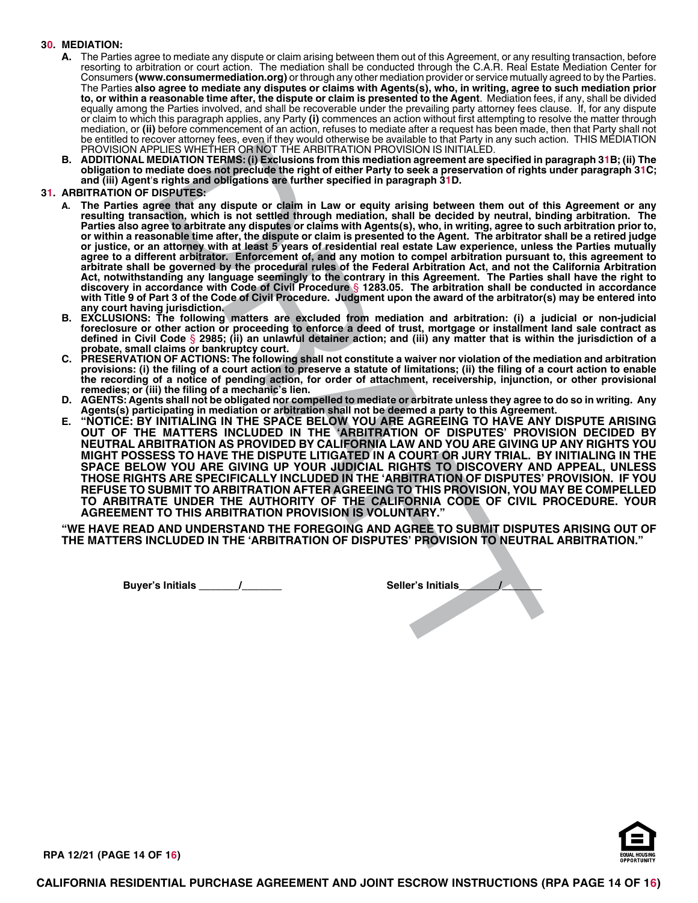**30. MEDIATION:**

**A.** The Parties agree to mediate any dispute or claim arising between them out of this Agreement, or any resulting transaction, before resorting to arbitration or court action. The mediation shall be conducted through the C.A.R. Real Estate Mediation Center for Consumers **(www.consumermediation.org)** or through any other mediation provider or service mutually agreed to by the Parties. The Parties **also agree to mediate any disputes or claims with Agents(s), who, in writing, agree to such mediation prior to, or within a reasonable time after, the dispute or claim is presented to the Agent**. Mediation fees, if any, shall be divided equally among the Parties involved, and shall be recoverable under the prevailing party attorney fees clause. If, for any dispute or claim to which this paragraph applies, any Party **(i)** commences an action without first attempting to resolve the matter through mediation, or **(ii)** before commencement of an action, refuses to mediate after a request has been made, then that Party shall not be entitled to recover attorney fees, even if they would otherwise be available to that Party in any such action. THIS MEDIATION PROVISION APPLIES WHETHER OR NOT THE ARBITRATION PROVISION IS INITIALED.

**B. ADDITIONAL MEDIATION TERMS: (i) Exclusions from this mediation agreement are specified in paragraph 31B; (ii) The obligation to mediate does not preclude the right of either Party to seek a preservation of rights under paragraph 31C; and (iii) Agent's rights and obligations are further specified in paragraph 31D.**

**31. ARBITRATION OF DISPUTES:**

**A. The Parties agree that any dispute or claim in Law or equity arising between them out of this Agreement or any resulting transaction, which is not settled through mediation, shall be decided by neutral, binding arbitration. The Parties also agree to arbitrate any disputes or claims with Agents(s), who, in writing, agree to such arbitration prior to, or within a reasonable time after, the dispute or claim is presented to the Agent. The arbitrator shall be a retired judge or justice, or an attorney with at least 5 years of residential real estate Law experience, unless the Parties mutually agree to a different arbitrator. Enforcement of, and any motion to compel arbitration pursuant to, this agreement to arbitrate shall be governed by the procedural rules of the Federal Arbitration Act, and not the California Arbitration Act, notwithstanding any language seemingly to the contrary in this Agreement. The Parties shall have the right to discovery in accordance with Code of Civil Procedure § 1283.05. The arbitration shall be conducted in accordance with Title 9 of Part 3 of the Code of Civil Procedure. Judgment upon the award of the arbitrator(s) may be entered into any court having jurisdiction.**

**B. EXCLUSIONS: The following matters are excluded from mediation and arbitration: (i) a judicial or non-judicial foreclosure or other action or proceeding to enforce a deed of trust, mortgage or installment land sale contract as defined in Civil Code § 2985; (ii) an unlawful detainer action; and (iii) any matter that is within the jurisdiction of a probate, small claims or bankruptcy court.**

**C. PRESERVATION OF ACTIONS: The following shall not constitute a waiver nor violation of the mediation and arbitration provisions: (i) the filing of a court action to preserve a statute of limitations; (ii) the filing of a court action to enable the recording of a notice of pending action, for order of attachment, receivership, injunction, or other provisional remedies; or (iii) the filing of a mechanic's lien.**

**D. AGENTS: Agents shall not be obligated nor compelled to mediate or arbitrate unless they agree to do so in writing. Any Agents(s) participating in mediation or arbitration shall not be deemed a party to this Agreement.**

**E. "NOTICE: BY INITIALING IN THE SPACE BELOW YOU ARE AGREEING TO HAVE ANY DISPUTE ARISING OUT OF THE MATTERS INCLUDED IN THE 'ARBITRATION OF DISPUTES' PROVISION DECIDED BY NEUTRAL ARBITRATION AS PROVIDED BY CALIFORNIA LAW AND YOU ARE GIVING UP ANY RIGHTS YOU MIGHT POSSESS TO HAVE THE DISPUTE LITIGATED IN A COURT OR JURY TRIAL. BY INITIALING IN THE SPACE BELOW YOU ARE GIVING UP YOUR JUDICIAL RIGHTS TO DISCOVERY AND APPEAL, UNLESS THOSE RIGHTS ARE SPECIFICALLY INCLUDED IN THE 'ARBITRATION OF DISPUTES' PROVISION. IF YOU REFUSE TO SUBMIT TO ARBITRATION AFTER AGREEING TO THIS PROVISION, YOU MAY BE COMPELLED TO ARBITRATE UNDER THE AUTHORITY OF THE CALIFORNIA CODE OF CIVIL PROCEDURE. YOUR AGREEMENT TO THIS ARBITRATION PROVISION IS VOLUNTARY."**

**"WE HAVE READ AND UNDERSTAND THE FOREGOING AND AGREE TO SUBMIT DISPUTES ARISING OUT OF THE MATTERS INCLUDED IN THE 'ARBITRATION OF DISPUTES' PROVISION TO NEUTRAL ARBITRATION."**

**Buyer's Initials _______/_______**  **Seller's Initials _______/_______**

RPA 12/21 (PAGE 14 OF 16)

**CALIFORNIA RESIDENTIAL PURCHASE AGREEMENT AND JOINT ESCROW INSTRUCTIONS (RPA PAGE 14 OF 16)**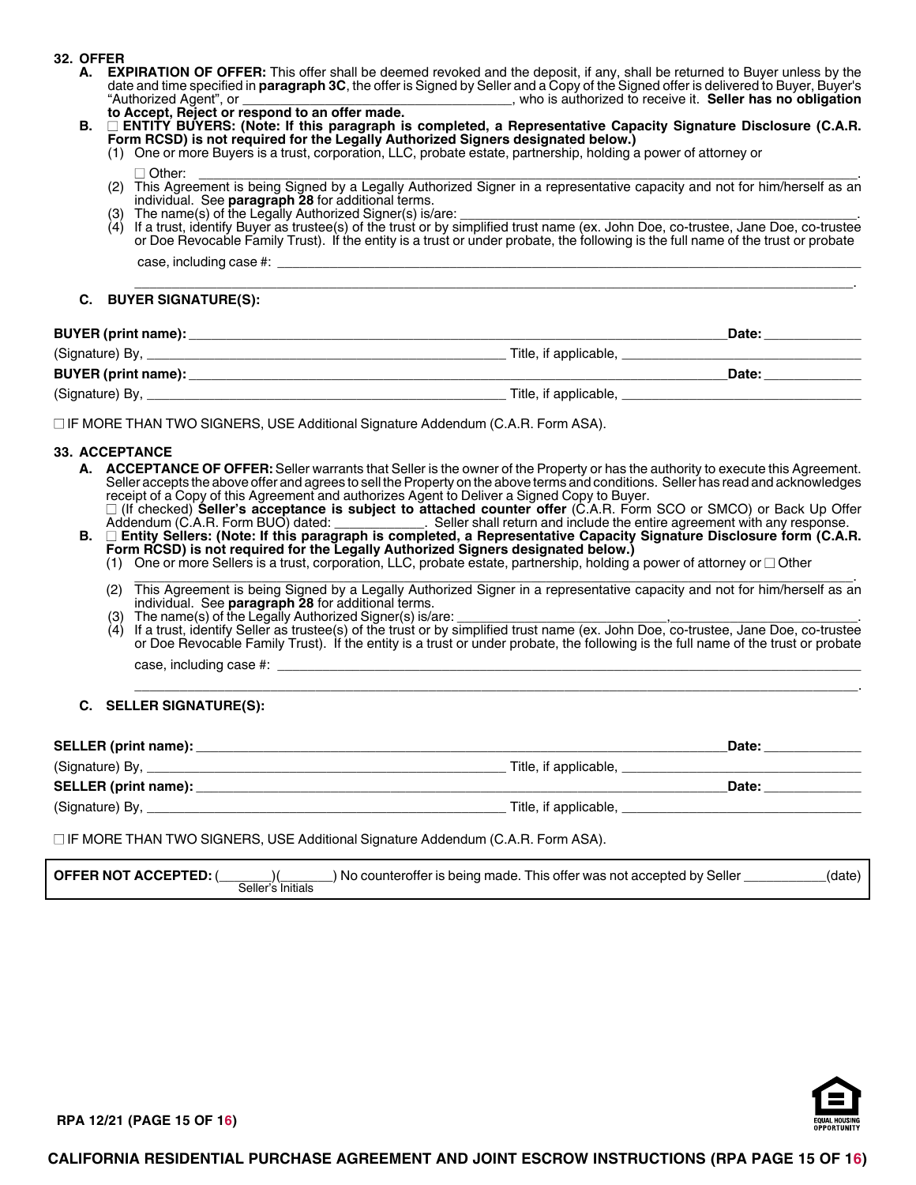**32. OFFER**

**A. EXPIRATION OF OFFER:** This offer shall be deemed revoked and the deposit, if any, shall be returned to Buyer unless by the date and time specified in **paragraph 3C**, the offer is Signed by Seller and a Copy of the Signed offer is delivered to Buyer, Buyer's "Authorized Agent", or ___________________________________, who is authorized to receive it. **Seller has no obligation to Accept, Reject or respond to an offer made.**

**B.** ☐ **ENTITY BUYERS: (Note: If this paragraph is completed, a Representative Capacity Signature Disclosure (C.A.R. Form RCSD) is not required for the Legally Authorized Signers designated below.)**

(1) One or more Buyers is a trust, corporation, LLC, probate estate, partnership, holding a power of attorney or ☐ Other: ___________________________________________________________________________.

(2) This Agreement is being Signed by a Legally Authorized Signer in a representative capacity and not for him/herself as an individual. See **paragraph 28** for additional terms.

(3) The name(s) of the Legally Authorized Signer(s) is/are: ___________________________________________________.

(4) If a trust, identify Buyer as trustee(s) of the trust or by simplified trust name (ex. John Doe, co-trustee, Jane Doe, co-trustee or Doe Revocable Family Trust). If the entity is a trust or under probate, the following is the full name of the trust or probate case, including case #: ___________________________________________________________________________

___________________________________________________________________________.

**C. BUYER SIGNATURE(S):**

**BUYER (print name):** ___________________________________________________ **Date:** _____________

(Signature) By, ___________________________________________ Title, if applicable, _______________________________

**BUYER (print name):** ___________________________________________________ **Date:** _____________

(Signature) By, ___________________________________________ Title, if applicable, _______________________________

☐ IF MORE THAN TWO SIGNERS, USE Additional Signature Addendum (C.A.R. Form ASA).

**33. ACCEPTANCE**

**A. ACCEPTANCE OF OFFER:** Seller warrants that Seller is the owner of the Property or has the authority to execute this Agreement. Seller accepts the above offer and agrees to sell the Property on the above terms and conditions. Seller has read and acknowledges receipt of a Copy of this Agreement and authorizes Agent to Deliver a Signed Copy to Buyer.

☐ (If checked) **Seller's acceptance is subject to attached counter offer** (C.A.R. Form SCO or SMCO) or Back Up Offer Addendum (C.A.R. Form BUO) dated: ____________. Seller shall return and include the entire agreement with any response.

**B.** ☐ **Entity Sellers: (Note: If this paragraph is completed, a Representative Capacity Signature Disclosure form (C.A.R. Form RCSD) is not required for the Legally Authorized Signers designated below.)**

(1) One or more Sellers is a trust, corporation, LLC, probate estate, partnership, holding a power of attorney or ☐ Other ___________________________________________________________________________.

(2) This Agreement is being Signed by a Legally Authorized Signer in a representative capacity and not for him/herself as an individual. See **paragraph 28** for additional terms.

(3) The name(s) of the Legally Authorized Signer(s) is/are: ____________________________,__________________________.

(4) If a trust, identify Seller as trustee(s) of the trust or by simplified trust name (ex. John Doe, co-trustee, Jane Doe, co-trustee or Doe Revocable Family Trust). If the entity is a trust or under probate, the following is the full name of the trust or probate case, including case #: ___________________________________________________________________________

___________________________________________________________________________.

**C. SELLER SIGNATURE(S):**

**SELLER (print name):** ___________________________________________________ **Date:** _____________

(Signature) By, ___________________________________________ Title, if applicable, _______________________________

**SELLER (print name):** ___________________________________________________ **Date:** _____________

(Signature) By, ___________________________________________ Title, if applicable, _______________________________

☐ IF MORE THAN TWO SIGNERS, USE Additional Signature Addendum (C.A.R. Form ASA).

**OFFER NOT ACCEPTED:** (_______)(_______) No counteroffer is being made. This offer was not accepted by Seller ___________(date)
Seller's Initials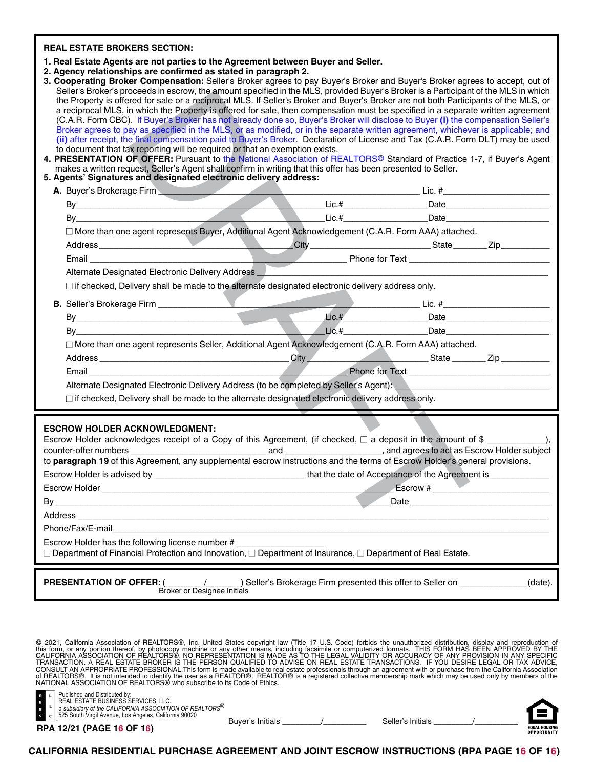**REAL ESTATE BROKERS SECTION:**

1. **Real Estate Agents are not parties to the Agreement between Buyer and Seller.**
2. **Agency relationships are confirmed as stated in paragraph 2.**
3. **Cooperating Broker Compensation:** Seller's Broker agrees to pay Buyer's Broker and Buyer's Broker agrees to accept, out of Seller's Broker's proceeds in escrow, the amount specified in the MLS, provided Buyer's Broker is a Participant of the MLS in which the Property is offered for sale or a reciprocal MLS. If Seller's Broker and Buyer's Broker are not both Participants of the MLS, or a reciprocal MLS, in which the Property is offered for sale, then compensation must be specified in a separate written agreement (C.A.R. Form CBC). If Buyer's Broker has not already done so, Buyer's Broker will disclose to Buyer **(i)** the compensation Seller's Broker agrees to pay as specified in the MLS, or as modified, or in the separate written agreement, whichever is applicable; and **(ii)** after receipt, the final compensation paid to Buyer's Broker. Declaration of License and Tax (C.A.R. Form DLT) may be used to document that tax reporting will be required or that an exemption exists.
4. **PRESENTATION OF OFFER:** Pursuant to the National Association of REALTORS® Standard of Practice 1-7, if Buyer's Agent makes a written request, Seller's Agent shall confirm in writing that this offer has been presented to Seller.
5. **Agents' Signatures and designated electronic delivery address:**

**A.** Buyer's Brokerage Firm ______________________________ Lic. # ______________

By ______________________________ Lic.# ______________ Date ______________

By ______________________________ Lic.# ______________ Date ______________

☐ More than one agent represents Buyer, Additional Agent Acknowledgement (C.A.R. Form AAA) attached.

Address ______________________________ City ______________ State ________ Zip __________

Email ______________________________ Phone for Text ______________________________

Alternate Designated Electronic Delivery Address ______________________________

☐ if checked, Delivery shall be made to the alternate designated electronic delivery address only.

**B.** Seller's Brokerage Firm ______________________________ Lic. # ______________

By ______________________________ Lic.# ______________ Date ______________

By ______________________________ Lic.# ______________ Date ______________

☐ More than one agent represents Seller, Additional Agent Acknowledgement (C.A.R. Form AAA) attached.

Address ______________________________ City ______________ State ________ Zip __________

Email ______________________________ Phone for Text ______________________________

Alternate Designated Electronic Delivery Address (to be completed by Seller's Agent): ______________________________

☐ if checked, Delivery shall be made to the alternate designated electronic delivery address only.

**ESCROW HOLDER ACKNOWLEDGMENT:**

Escrow Holder acknowledges receipt of a Copy of this Agreement, (if checked, ☐ a deposit in the amount of $ ____________), counter-offer numbers ______________________ and ______________________, and agrees to act as Escrow Holder subject to **paragraph 19** of this Agreement, any supplemental escrow instructions and the terms of Escrow Holder's general provisions.

Escrow Holder is advised by ______________________________ that the date of Acceptance of the Agreement is ____________

Escrow Holder ______________________________ Escrow # ______________________________

By ______________________________ Date ______________________________

Address ______________________________

Phone/Fax/E-mail ______________________________

Escrow Holder has the following license number # __________________

☐ Department of Financial Protection and Innovation, ☐ Department of Insurance, ☐ Department of Real Estate.

**PRESENTATION OF OFFER:** (________/_______) Seller's Brokerage Firm presented this offer to Seller on ______________(date).
Broker or Designee Initials

© 2021, California Association of REALTORS®, Inc. United States copyright law (Title 17 U.S. Code) forbids the unauthorized distribution, display and reproduction of this form, or any portion thereof, by photocopy machine or any other means, including facsimile or computerized formats. THIS FORM HAS BEEN APPROVED BY THE CALIFORNIA ASSOCIATION OF REALTORS®. NO REPRESENTATION IS MADE AS TO THE LEGAL VALIDITY OR ACCURACY OF ANY PROVISION IN ANY SPECIFIC TRANSACTION. A REAL ESTATE BROKER IS THE PERSON QUALIFIED TO ADVISE ON REAL ESTATE TRANSACTIONS. IF YOU DESIRE LEGAL OR TAX ADVICE, CONSULT AN APPROPRIATE PROFESSIONAL. This form is made available to real estate professionals through an agreement with or purchase from the California Association of REALTORS®. It is not intended to identify the user as a REALTOR®. REALTOR® is a registered collective membership mark which may be used only by members of the NATIONAL ASSOCIATION OF REALTORS® who subscribe to its Code of Ethics.

Published and Distributed by:
REAL ESTATE BUSINESS SERVICES, LLC.
*a subsidiary of the CALIFORNIA ASSOCIATION OF REALTORS®*
525 South Virgil Avenue, Los Angeles, California 90020

Buyer's Initials _________/_________ Seller's Initials _________/_________